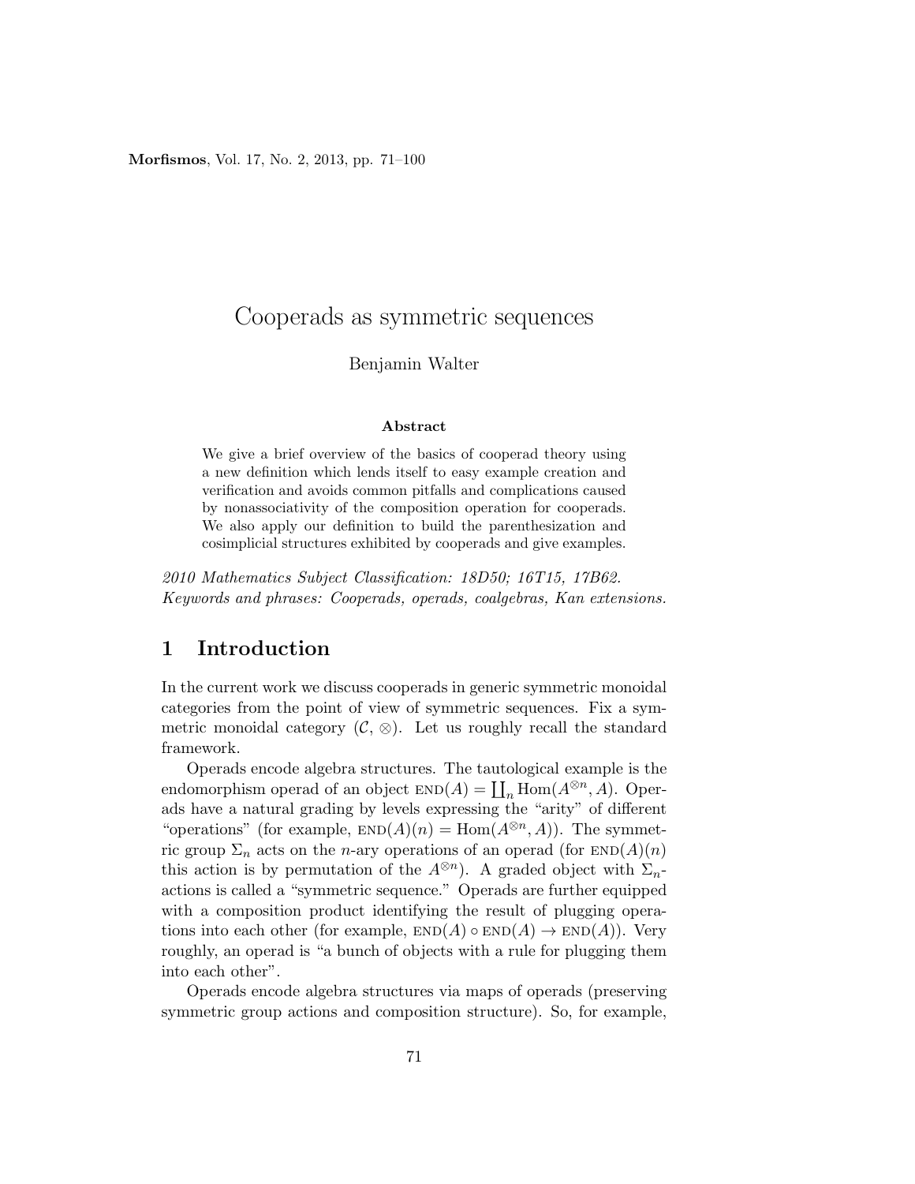# Cooperads as symmetric sequences

Benjamin Walter

**Abstract**

We give a brief overview of the basics of cooperad theory using a new definition which lends itself to easy example creation and verification and avoids common pitfalls and complications caused by nonassociativity of the composition operation for cooperads. We also apply our definition to build the parenthesization and cosimplicial structures exhibited by cooperads and give examples.

*2010 Mathematics Subject Classification: 18D50; 16T15, 17B62.*
*Keywords and phrases: Cooperads, operads, coalgebras, Kan extensions.*

## 1 Introduction

In the current work we discuss cooperads in generic symmetric monoidal categories from the point of view of symmetric sequences. Fix a symmetric monoidal category $(\mathcal{C}, \otimes)$. Let us roughly recall the standard framework.

Operads encode algebra structures. The tautological example is the endomorphism operad of an object $\text{END}(A) = \coprod_n \text{Hom}(A^{\otimes n}, A)$. Operads have a natural grading by levels expressing the "arity" of different "operations" (for example, $\text{END}(A)(n) = \text{Hom}(A^{\otimes n}, A)$). The symmetric group $\Sigma_n$ acts on the $n$-ary operations of an operad (for $\text{END}(A)(n)$ this action is by permutation of the $A^{\otimes n}$). A graded object with $\Sigma_n$-actions is called a "symmetric sequence." Operads are further equipped with a composition product identifying the result of plugging operations into each other (for example, $\text{END}(A) \circ \text{END}(A) \to \text{END}(A)$). Very roughly, an operad is "a bunch of objects with a rule for plugging them into each other".

Operads encode algebra structures via maps of operads (preserving symmetric group actions and composition structure). So, for example,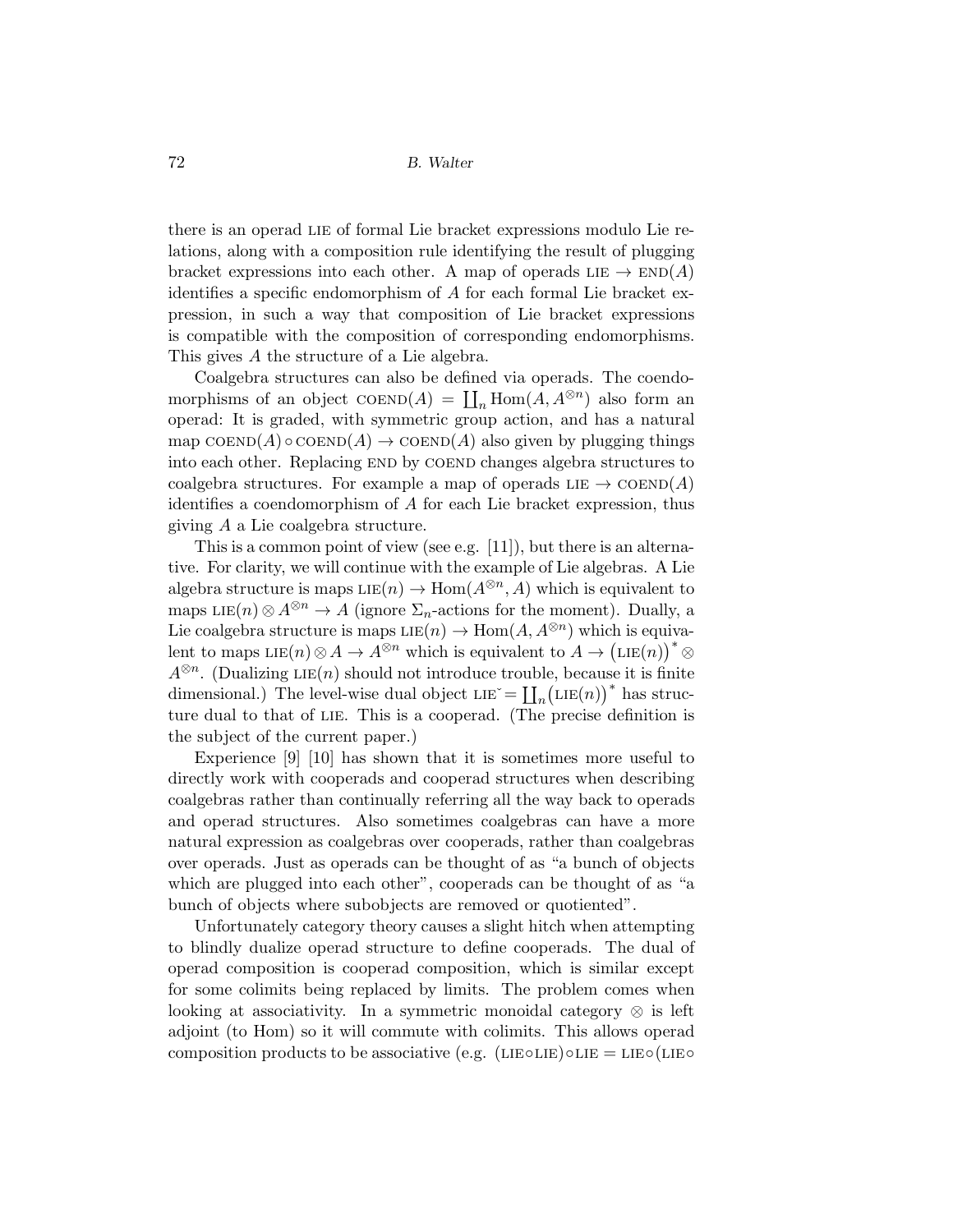there is an operad LIE of formal Lie bracket expressions modulo Lie relations, along with a composition rule identifying the result of plugging bracket expressions into each other. A map of operads $\mathrm{LIE} \to \mathrm{END}(A)$ identifies a specific endomorphism of $A$ for each formal Lie bracket expression, in such a way that composition of Lie bracket expressions is compatible with the composition of corresponding endomorphisms. This gives $A$ the structure of a Lie algebra.

Coalgebra structures can also be defined via operads. The coendomorphisms of an object $\mathrm{COEND}(A) = \coprod_n \mathrm{Hom}(A, A^{\otimes n})$ also form an operad: It is graded, with symmetric group action, and has a natural map $\mathrm{COEND}(A) \circ \mathrm{COEND}(A) \to \mathrm{COEND}(A)$ also given by plugging things into each other. Replacing END by COEND changes algebra structures to coalgebra structures. For example a map of operads $\mathrm{LIE} \to \mathrm{COEND}(A)$ identifies a coendomorphism of $A$ for each Lie bracket expression, thus giving $A$ a Lie coalgebra structure.

This is a common point of view (see e.g. [11]), but there is an alternative. For clarity, we will continue with the example of Lie algebras. A Lie algebra structure is maps $\mathrm{LIE}(n) \to \mathrm{Hom}(A^{\otimes n}, A)$ which is equivalent to maps $\mathrm{LIE}(n) \otimes A^{\otimes n} \to A$ (ignore $\Sigma_n$-actions for the moment). Dually, a Lie coalgebra structure is maps $\mathrm{LIE}(n) \to \mathrm{Hom}(A, A^{\otimes n})$ which is equivalent to maps $\mathrm{LIE}(n) \otimes A \to A^{\otimes n}$ which is equivalent to $A \to \big(\mathrm{LIE}(n)\big)^* \otimes A^{\otimes n}$. (Dualizing $\mathrm{LIE}(n)$ should not introduce trouble, because it is finite dimensional.) The level-wise dual object $\mathrm{LIE}\check{} = \coprod_n \big(\mathrm{LIE}(n)\big)^*$ has structure dual to that of LIE. This is a cooperad. (The precise definition is the subject of the current paper.)

Experience [9] [10] has shown that it is sometimes more useful to directly work with cooperads and cooperad structures when describing coalgebras rather than continually referring all the way back to operads and operad structures. Also sometimes coalgebras can have a more natural expression as coalgebras over cooperads, rather than coalgebras over operads. Just as operads can be thought of as "a bunch of objects which are plugged into each other", cooperads can be thought of as "a bunch of objects where subobjects are removed or quotiented".

Unfortunately category theory causes a slight hitch when attempting to blindly dualize operad structure to define cooperads. The dual of operad composition is cooperad composition, which is similar except for some colimits being replaced by limits. The problem comes when looking at associativity. In a symmetric monoidal category $\otimes$ is left adjoint (to Hom) so it will commute with colimits. This allows operad composition products to be associative (e.g. $(\mathrm{LIE} \circ \mathrm{LIE}) \circ \mathrm{LIE} = \mathrm{LIE} \circ (\mathrm{LIE} \circ$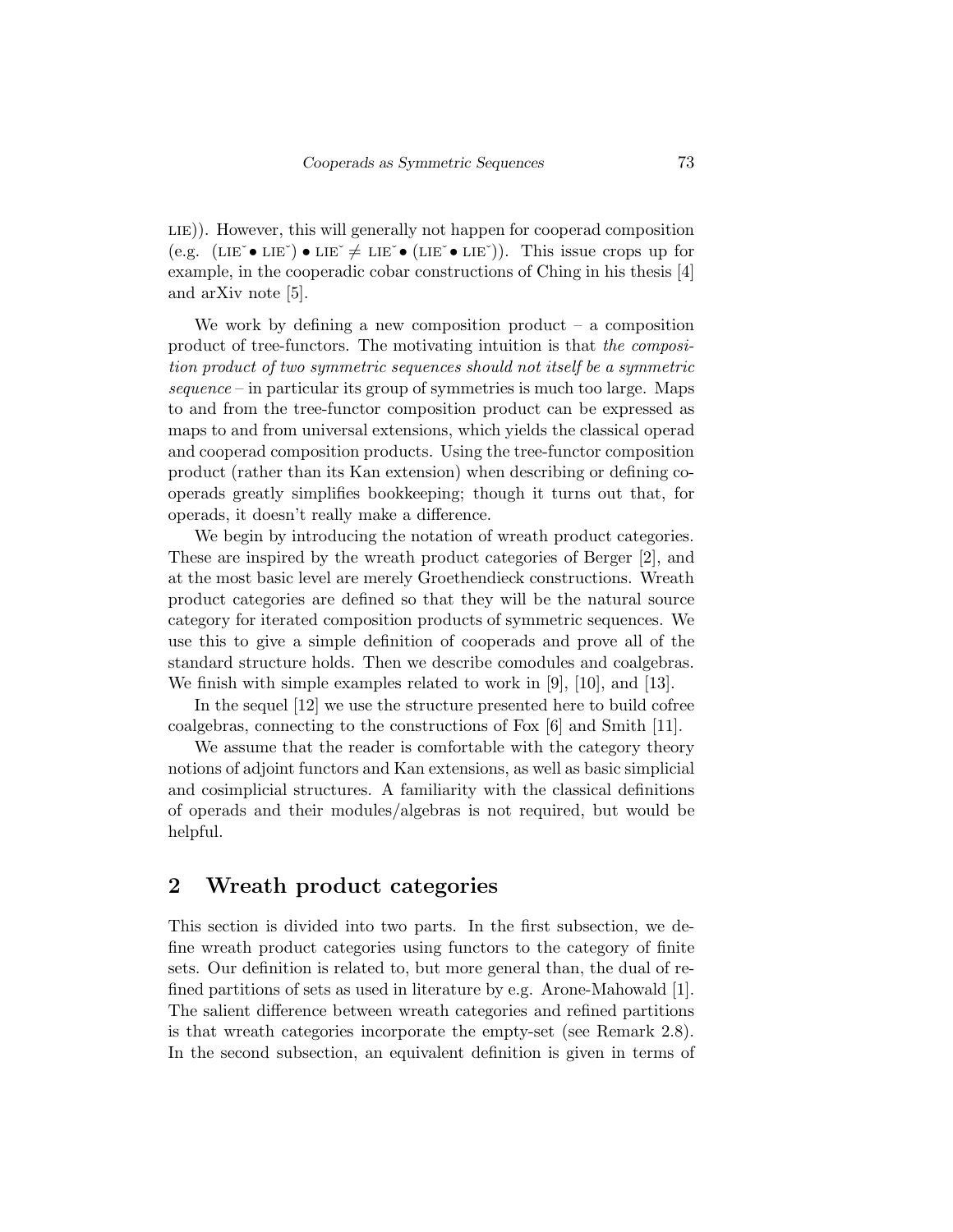LIE)). However, this will generally not happen for cooperad composition (e.g. $(\text{LIE}^\vee \bullet \text{LIE}^\vee) \bullet \text{LIE}^\vee \neq \text{LIE}^\vee \bullet (\text{LIE}^\vee \bullet \text{LIE}^\vee)$). This issue crops up for example, in the cooperadic cobar constructions of Ching in his thesis [4] and arXiv note [5].

We work by defining a new composition product – a composition product of tree-functors. The motivating intuition is that *the composition product of two symmetric sequences should not itself be a symmetric sequence* – in particular its group of symmetries is much too large. Maps to and from the tree-functor composition product can be expressed as maps to and from universal extensions, which yields the classical operad and cooperad composition products. Using the tree-functor composition product (rather than its Kan extension) when describing or defining cooperads greatly simplifies bookkeeping; though it turns out that, for operads, it doesn't really make a difference.

We begin by introducing the notation of wreath product categories. These are inspired by the wreath product categories of Berger [2], and at the most basic level are merely Groethendieck constructions. Wreath product categories are defined so that they will be the natural source category for iterated composition products of symmetric sequences. We use this to give a simple definition of cooperads and prove all of the standard structure holds. Then we describe comodules and coalgebras. We finish with simple examples related to work in [9], [10], and [13].

In the sequel [12] we use the structure presented here to build cofree coalgebras, connecting to the constructions of Fox [6] and Smith [11].

We assume that the reader is comfortable with the category theory notions of adjoint functors and Kan extensions, as well as basic simplicial and cosimplicial structures. A familiarity with the classical definitions of operads and their modules/algebras is not required, but would be helpful.

## 2 Wreath product categories

This section is divided into two parts. In the first subsection, we define wreath product categories using functors to the category of finite sets. Our definition is related to, but more general than, the dual of refined partitions of sets as used in literature by e.g. Arone-Mahowald [1]. The salient difference between wreath categories and refined partitions is that wreath categories incorporate the empty-set (see Remark 2.8). In the second subsection, an equivalent definition is given in terms of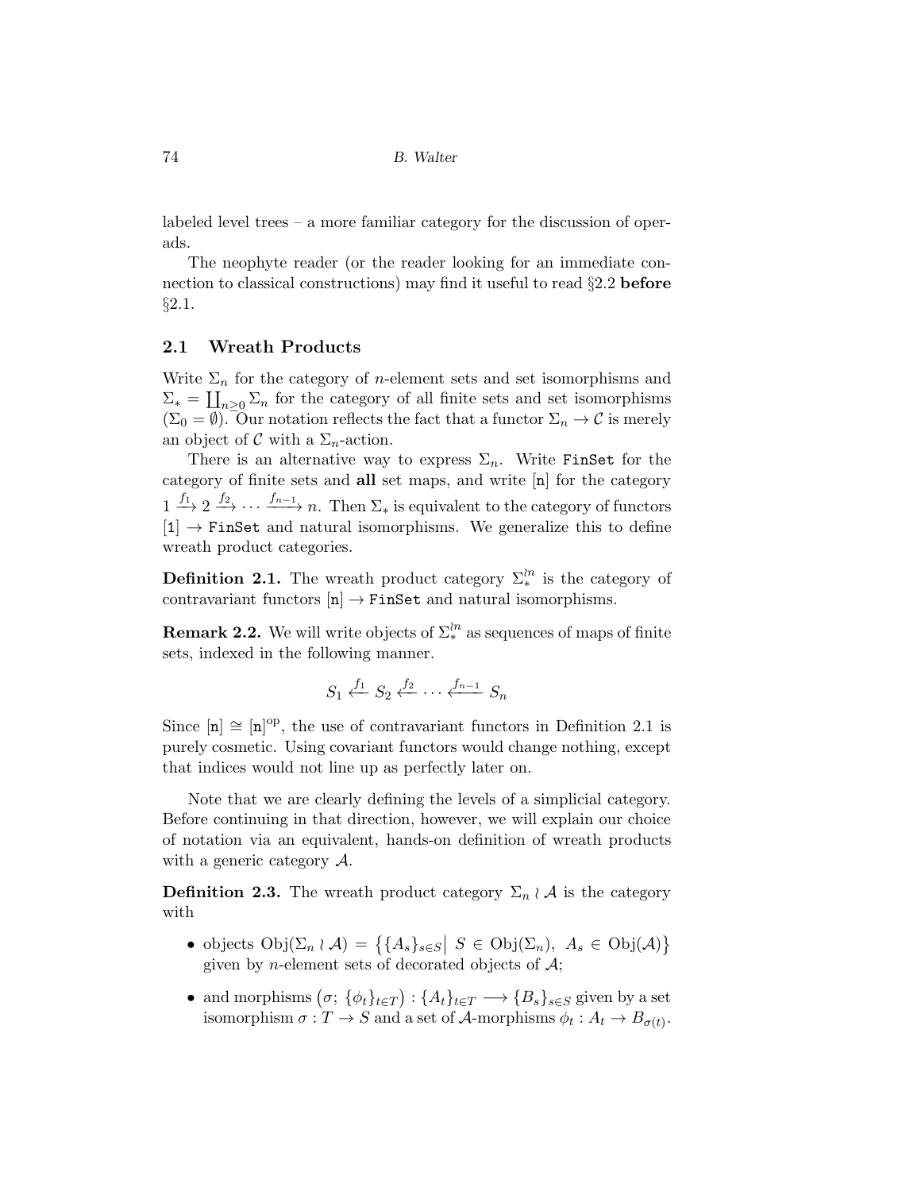labeled level trees – a more familiar category for the discussion of operads.

The neophyte reader (or the reader looking for an immediate connection to classical constructions) may find it useful to read §2.2 **before** §2.1.

## 2.1 Wreath Products

Write $\Sigma_n$ for the category of $n$-element sets and set isomorphisms and $\Sigma_* = \coprod_{n \geq 0} \Sigma_n$ for the category of all finite sets and set isomorphisms ($\Sigma_0 = \emptyset$). Our notation reflects the fact that a functor $\Sigma_n \to \mathcal{C}$ is merely an object of $\mathcal{C}$ with a $\Sigma_n$-action.

There is an alternative way to express $\Sigma_n$. Write `FinSet` for the category of finite sets and **all** set maps, and write $[\mathtt{n}]$ for the category $1 \xrightarrow{f_1} 2 \xrightarrow{f_2} \cdots \xrightarrow{f_{n-1}} n$. Then $\Sigma_*$ is equivalent to the category of functors $[\mathtt{1}] \to \mathtt{FinSet}$ and natural isomorphisms. We generalize this to define wreath product categories.

**Definition 2.1.** The wreath product category $\Sigma_*^{\wr n}$ is the category of contravariant functors $[\mathtt{n}] \to \mathtt{FinSet}$ and natural isomorphisms.

**Remark 2.2.** We will write objects of $\Sigma_*^{\wr n}$ as sequences of maps of finite sets, indexed in the following manner.

$$S_1 \xleftarrow{f_1} S_2 \xleftarrow{f_2} \cdots \xleftarrow{f_{n-1}} S_n$$

Since $[\mathtt{n}] \cong [\mathtt{n}]^{\mathrm{op}}$, the use of contravariant functors in Definition 2.1 is purely cosmetic. Using covariant functors would change nothing, except that indices would not line up as perfectly later on.

Note that we are clearly defining the levels of a simplicial category. Before continuing in that direction, however, we will explain our choice of notation via an equivalent, hands-on definition of wreath products with a generic category $\mathcal{A}$.

**Definition 2.3.** The wreath product category $\Sigma_n \wr \mathcal{A}$ is the category with

- objects $\mathrm{Obj}(\Sigma_n \wr \mathcal{A}) = \big\{ \{A_s\}_{s \in S} \big| \; S \in \mathrm{Obj}(\Sigma_n), \; A_s \in \mathrm{Obj}(\mathcal{A}) \big\}$ given by $n$-element sets of decorated objects of $\mathcal{A}$;
- and morphisms $\big(\sigma; \; \{\phi_t\}_{t \in T}\big) : \{A_t\}_{t \in T} \longrightarrow \{B_s\}_{s \in S}$ given by a set isomorphism $\sigma : T \to S$ and a set of $\mathcal{A}$-morphisms $\phi_t : A_t \to B_{\sigma(t)}$.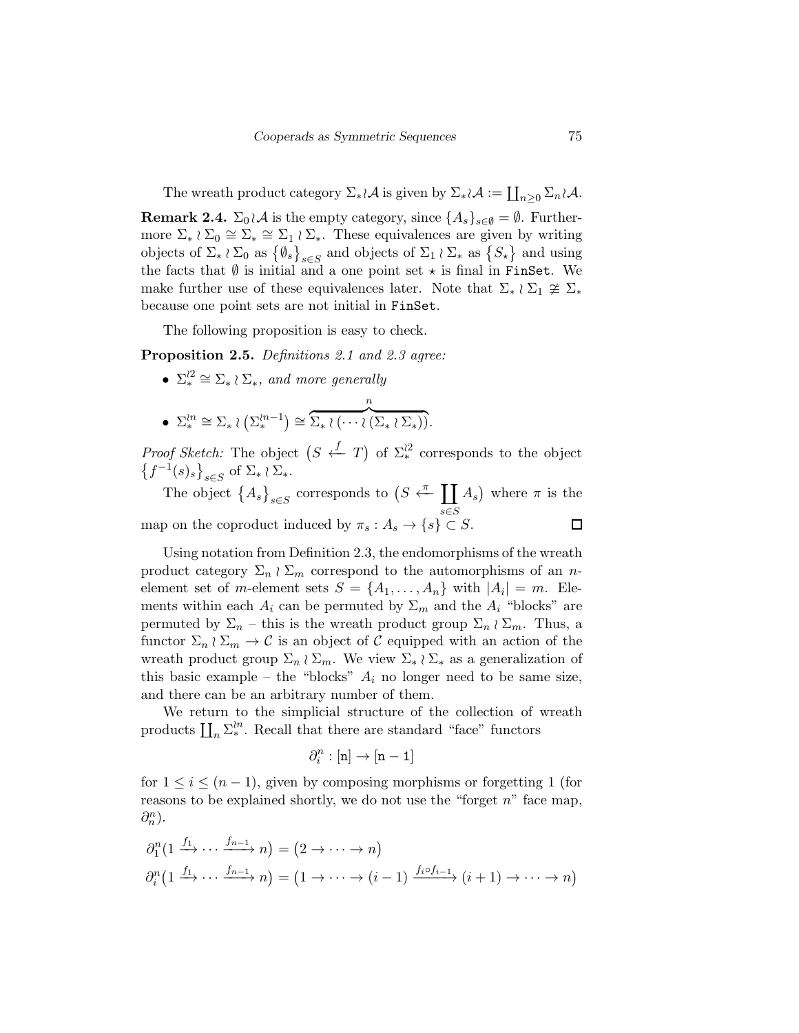The wreath product category $\Sigma_* \wr \mathcal{A}$ is given by $\Sigma_* \wr \mathcal{A} := \coprod_{n \geq 0} \Sigma_n \wr \mathcal{A}$.

**Remark 2.4.** $\Sigma_0 \wr \mathcal{A}$ is the empty category, since $\{A_s\}_{s \in \emptyset} = \emptyset$. Furthermore $\Sigma_* \wr \Sigma_0 \cong \Sigma_* \cong \Sigma_1 \wr \Sigma_*$. These equivalences are given by writing objects of $\Sigma_* \wr \Sigma_0$ as $\{\emptyset_s\}_{s \in S}$ and objects of $\Sigma_1 \wr \Sigma_*$ as $\{S_\star\}$ and using the facts that $\emptyset$ is initial and a one point set $\star$ is final in `FinSet`. We make further use of these equivalences later. Note that $\Sigma_* \wr \Sigma_1 \not\cong \Sigma_*$ because one point sets are not initial in `FinSet`.

The following proposition is easy to check.

**Proposition 2.5.** *Definitions 2.1 and 2.3 agree:*

- $\Sigma_*^{\wr 2} \cong \Sigma_* \wr \Sigma_*$, *and more generally*
- $\Sigma_*^{\wr n} \cong \Sigma_* \wr \left(\Sigma_*^{\wr n-1}\right) \cong \overbrace{\Sigma_* \wr (\cdots \wr (\Sigma_* \wr \Sigma_*))}^{n}$.

*Proof Sketch:* The object $\left(S \xleftarrow{f} T\right)$ of $\Sigma_*^{\wr 2}$ corresponds to the object $\left\{f^{-1}(s)_s\right\}_{s \in S}$ of $\Sigma_* \wr \Sigma_*$.

The object $\left\{A_s\right\}_{s \in S}$ corresponds to $\left(S \xleftarrow{\pi} \coprod_{s \in S} A_s\right)$ where $\pi$ is the map on the coproduct induced by $\pi_s : A_s \to \{s\} \subset S$. $\square$

Using notation from Definition 2.3, the endomorphisms of the wreath product category $\Sigma_n \wr \Sigma_m$ correspond to the automorphisms of an $n$-element set of $m$-element sets $S = \{A_1, \ldots, A_n\}$ with $|A_i| = m$. Elements within each $A_i$ can be permuted by $\Sigma_m$ and the $A_i$ "blocks" are permuted by $\Sigma_n$ – this is the wreath product group $\Sigma_n \wr \Sigma_m$. Thus, a functor $\Sigma_n \wr \Sigma_m \to \mathcal{C}$ is an object of $\mathcal{C}$ equipped with an action of the wreath product group $\Sigma_n \wr \Sigma_m$. We view $\Sigma_* \wr \Sigma_*$ as a generalization of this basic example – the "blocks" $A_i$ no longer need to be same size, and there can be an arbitrary number of them.

We return to the simplicial structure of the collection of wreath products $\coprod_n \Sigma_*^{\wr n}$. Recall that there are standard "face" functors

$$\partial_i^n : [\mathtt{n}] \to [\mathtt{n-1}]$$

for $1 \leq i \leq (n-1)$, given by composing morphisms or forgetting 1 (for reasons to be explained shortly, we do not use the "forget $n$" face map, $\partial_n^n$).

$$\partial_1^n\left(1 \xrightarrow{f_1} \cdots \xrightarrow{f_{n-1}} n\right) = \left(2 \to \cdots \to n\right)$$

$$\partial_i^n\left(1 \xrightarrow{f_1} \cdots \xrightarrow{f_{n-1}} n\right) = \left(1 \to \cdots \to (i-1) \xrightarrow{f_i \circ f_{i-1}} (i+1) \to \cdots \to n\right)$$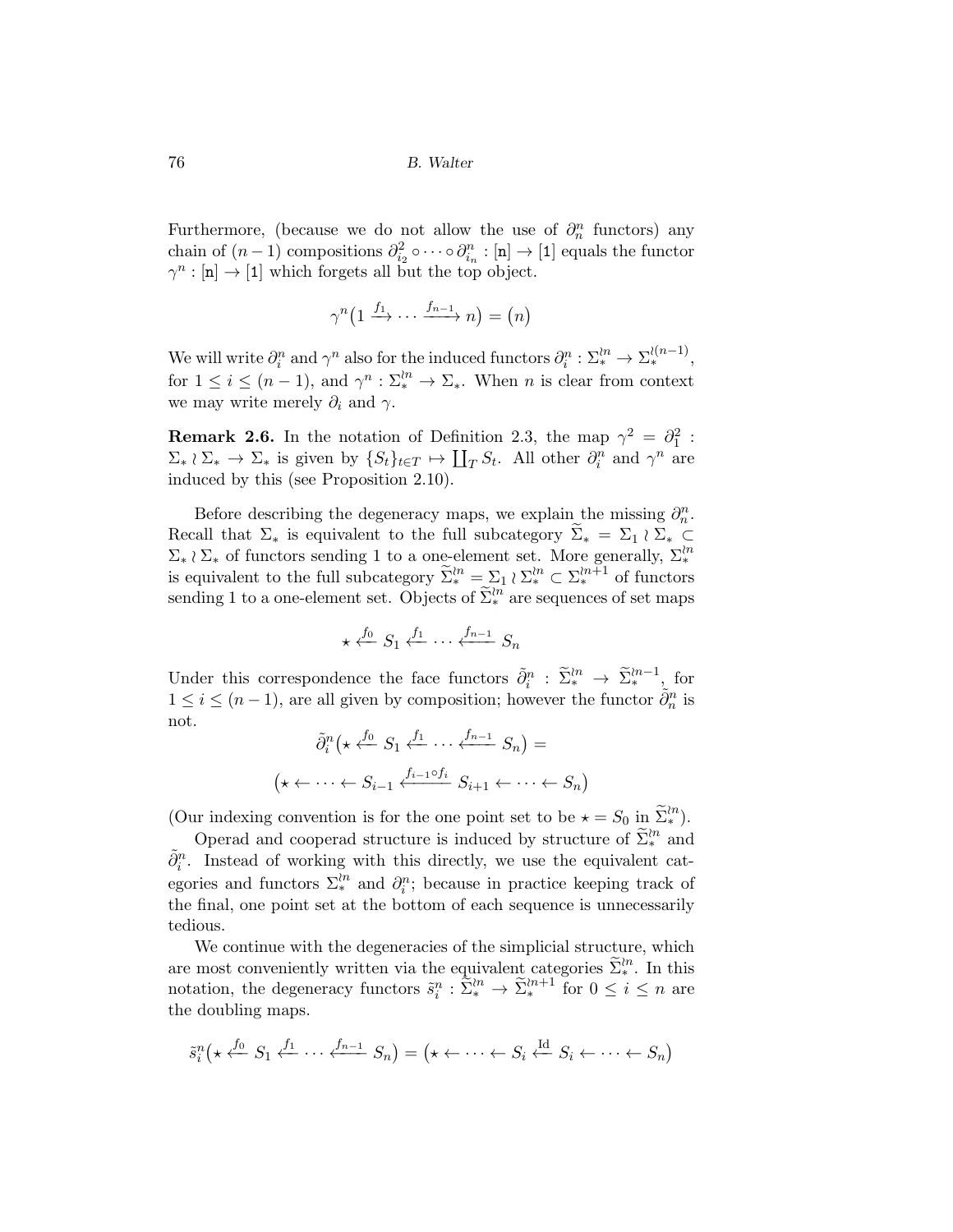Furthermore, (because we do not allow the use of $\partial^n_n$ functors) any chain of $(n-1)$ compositions $\partial^2_{i_2} \circ \cdots \circ \partial^n_{i_n} : [\mathtt{n}] \to [\mathtt{1}]$ equals the functor $\gamma^n : [\mathtt{n}] \to [\mathtt{1}]$ which forgets all but the top object.

$$\gamma^n\big(1 \xrightarrow{f_1} \cdots \xrightarrow{f_{n-1}} n\big) = \big(n\big)$$

We will write $\partial^n_i$ and $\gamma^n$ also for the induced functors $\partial^n_i : \Sigma^{\wr n}_* \to \Sigma^{\wr (n-1)}_*$, for $1 \le i \le (n-1)$, and $\gamma^n : \Sigma^{\wr n}_* \to \Sigma_*$. When $n$ is clear from context we may write merely $\partial_i$ and $\gamma$.

**Remark 2.6.** In the notation of Definition 2.3, the map $\gamma^2 = \partial^2_1 : \Sigma_* \wr \Sigma_* \to \Sigma_*$ is given by $\{S_t\}_{t \in T} \mapsto \coprod_T S_t$. All other $\partial^n_i$ and $\gamma^n$ are induced by this (see Proposition 2.10).

Before describing the degeneracy maps, we explain the missing $\partial^n_n$. Recall that $\Sigma_*$ is equivalent to the full subcategory $\widetilde{\Sigma}_* = \Sigma_1 \wr \Sigma_* \subset \Sigma_* \wr \Sigma_*$ of functors sending 1 to a one-element set. More generally, $\Sigma^{\wr n}_*$ is equivalent to the full subcategory $\widetilde{\Sigma}^{\wr n}_* = \Sigma_1 \wr \Sigma^{\wr n}_* \subset \Sigma^{\wr n+1}_*$ of functors sending 1 to a one-element set. Objects of $\widetilde{\Sigma}^{\wr n}_*$ are sequences of set maps

$$\star \xleftarrow{f_0} S_1 \xleftarrow{f_1} \cdots \xleftarrow{f_{n-1}} S_n$$

Under this correspondence the face functors $\tilde{\partial}^n_i : \widetilde{\Sigma}^{\wr n}_* \to \widetilde{\Sigma}^{\wr n-1}_*$, for $1 \le i \le (n-1)$, are all given by composition; however the functor $\tilde{\partial}^n_n$ is not.

$$\tilde{\partial}^n_i\big(\star \xleftarrow{f_0} S_1 \xleftarrow{f_1} \cdots \xleftarrow{f_{n-1}} S_n\big) =$$

$$\big(\star \leftarrow \cdots \leftarrow S_{i-1} \xleftarrow{f_{i-1} \circ f_i} S_{i+1} \leftarrow \cdots \leftarrow S_n\big)$$

(Our indexing convention is for the one point set to be $\star = S_0$ in $\widetilde{\Sigma}^{\wr n}_*$).

Operad and cooperad structure is induced by structure of $\widetilde{\Sigma}^{\wr n}_*$ and $\tilde{\partial}^n_i$. Instead of working with this directly, we use the equivalent categories and functors $\Sigma^{\wr n}_*$ and $\partial^n_i$; because in practice keeping track of the final, one point set at the bottom of each sequence is unnecessarily tedious.

We continue with the degeneracies of the simplicial structure, which are most conveniently written via the equivalent categories $\widetilde{\Sigma}^{\wr n}_*$. In this notation, the degeneracy functors $\tilde{s}^n_i : \widetilde{\Sigma}^{\wr n}_* \to \widetilde{\Sigma}^{\wr n+1}_*$ for $0 \le i \le n$ are the doubling maps.

$$\tilde{s}^n_i\big(\star \xleftarrow{f_0} S_1 \xleftarrow{f_1} \cdots \xleftarrow{f_{n-1}} S_n\big) = \big(\star \leftarrow \cdots \leftarrow S_i \xleftarrow{\mathrm{Id}} S_i \leftarrow \cdots \leftarrow S_n\big)$$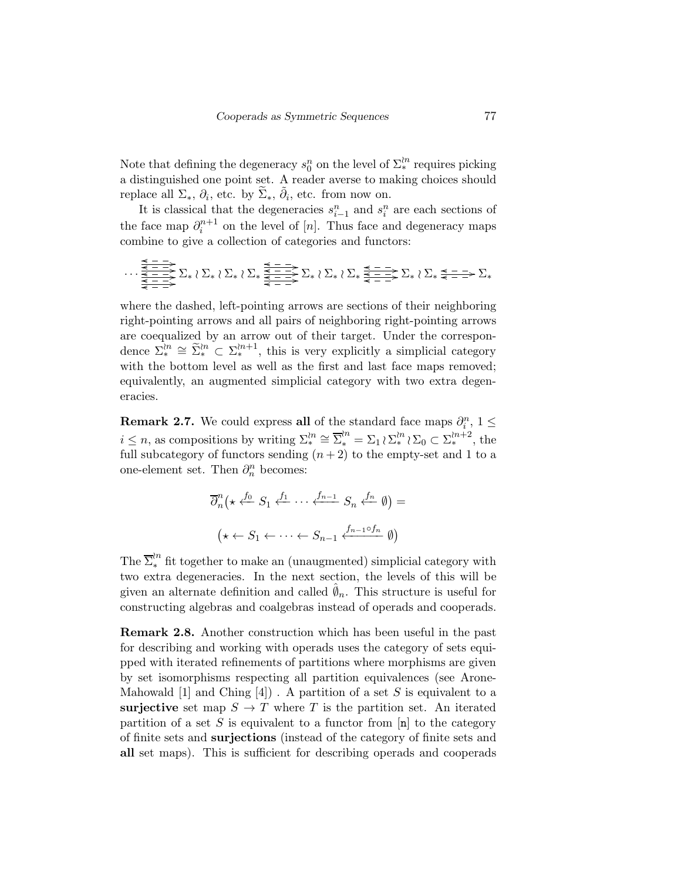Note that defining the degeneracy $s_0^n$ on the level of $\Sigma_*^{\wr n}$ requires picking a distinguished one point set. A reader averse to making choices should replace all $\Sigma_*$, $\partial_i$, etc. by $\widetilde{\Sigma}_*$, $\tilde{\partial}_i$, etc. from now on.

It is classical that the degeneracies $s_{i-1}^n$ and $s_i^n$ are each sections of the face map $\partial_i^{n+1}$ on the level of $[n]$. Thus face and degeneracy maps combine to give a collection of categories and functors:

$$\cdots \Sigma_* \wr \Sigma_* \wr \Sigma_* \wr \Sigma_* \;\substack{\longleftarrow\\ \longrightarrow\\ \longleftarrow\\ \longrightarrow\\ \longleftarrow}\; \Sigma_* \wr \Sigma_* \wr \Sigma_* \;\substack{\longleftarrow\\ \longrightarrow\\ \longleftarrow}\; \Sigma_* \wr \Sigma_* \;\substack{\longleftarrow\\ \longrightarrow}\; \Sigma_*$$

where the dashed, left-pointing arrows are sections of their neighboring right-pointing arrows and all pairs of neighboring right-pointing arrows are coequalized by an arrow out of their target. Under the correspondence $\Sigma_*^{\wr n} \cong \widetilde{\Sigma}_*^{\wr n} \subset \Sigma_*^{\wr n+1}$, this is very explicitly a simplicial category with the bottom level as well as the first and last face maps removed; equivalently, an augmented simplicial category with two extra degeneracies.

**Remark 2.7.** We could express **all** of the standard face maps $\partial_i^n$, $1 \leq i \leq n$, as compositions by writing $\Sigma_*^{\wr n} \cong \overline{\Sigma}_*^{\wr n} = \Sigma_1 \wr \Sigma_*^{\wr n} \wr \Sigma_0 \subset \Sigma_*^{\wr n+2}$, the full subcategory of functors sending $(n+2)$ to the empty-set and 1 to a one-element set. Then $\partial_n^n$ becomes:

$$\overline{\partial}_n^n\big(\star \xleftarrow{f_0} S_1 \xleftarrow{f_1} \cdots \xleftarrow{f_{n-1}} S_n \xleftarrow{f_n} \emptyset\big) =$$

$$\big(\star \leftarrow S_1 \leftarrow \cdots \leftarrow S_{n-1} \xleftarrow{f_{n-1}\circ f_n} \emptyset\big)$$

The $\overline{\Sigma}_*^{\wr n}$ fit together to make an (unaugmented) simplicial category with two extra degeneracies. In the next section, the levels of this will be given an alternate definition and called $\hat{\emptyset}_n$. This structure is useful for constructing algebras and coalgebras instead of operads and cooperads.

**Remark 2.8.** Another construction which has been useful in the past for describing and working with operads uses the category of sets equipped with iterated refinements of partitions where morphisms are given by set isomorphisms respecting all partition equivalences (see Arone-Mahowald [1] and Ching [4]) . A partition of a set $S$ is equivalent to a **surjective** set map $S \to T$ where $T$ is the partition set. An iterated partition of a set $S$ is equivalent to a functor from $[\mathtt{n}]$ to the category of finite sets and **surjections** (instead of the category of finite sets and **all** set maps). This is sufficient for describing operads and cooperads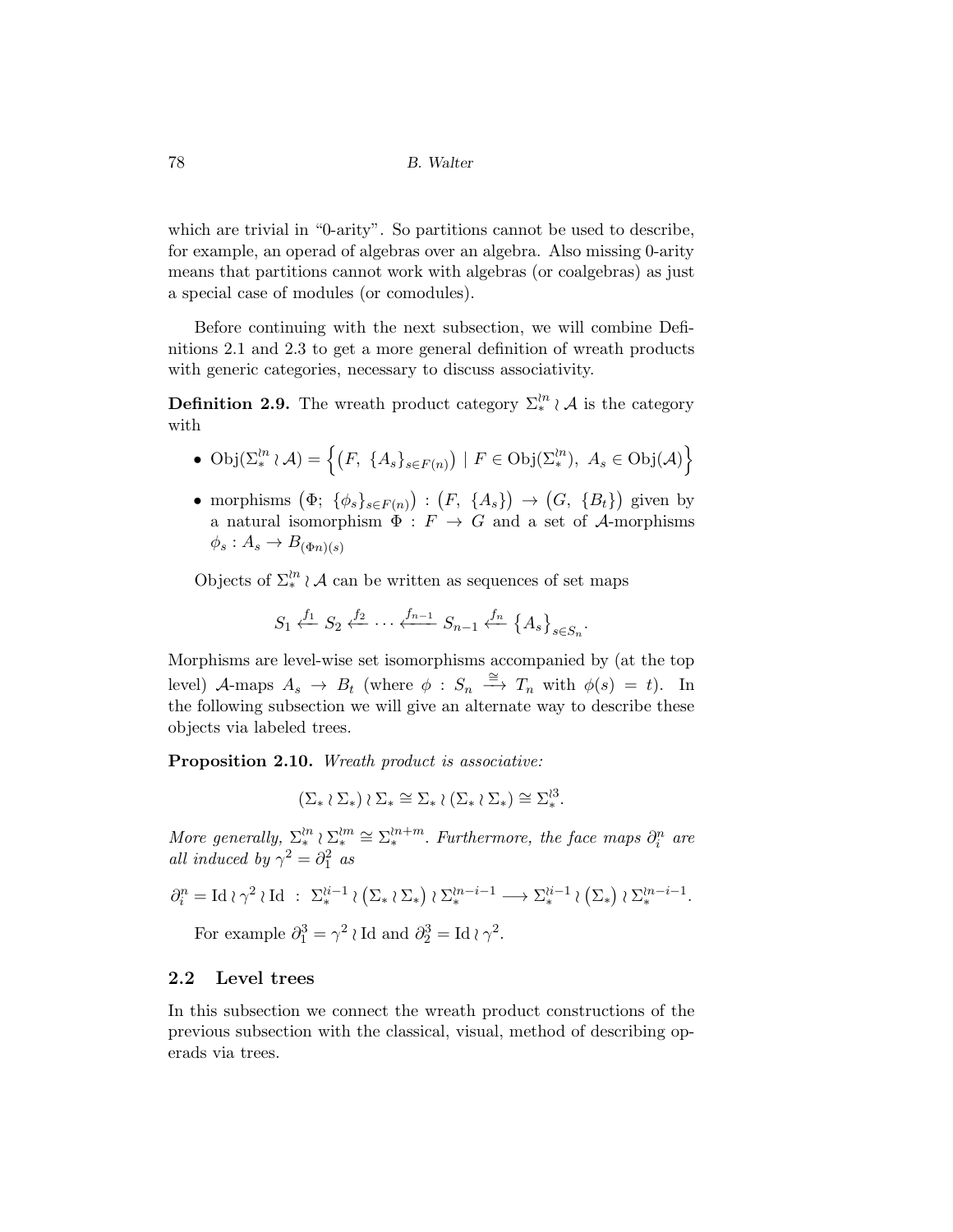which are trivial in "0-arity". So partitions cannot be used to describe, for example, an operad of algebras over an algebra. Also missing 0-arity means that partitions cannot work with algebras (or coalgebras) as just a special case of modules (or comodules).

Before continuing with the next subsection, we will combine Definitions 2.1 and 2.3 to get a more general definition of wreath products with generic categories, necessary to discuss associativity.

**Definition 2.9.** The wreath product category $\Sigma_*^{\wr n} \wr \mathcal{A}$ is the category with

- $\mathrm{Obj}(\Sigma_*^{\wr n} \wr \mathcal{A}) = \Big\{ \big(F,\ \{A_s\}_{s \in F(n)}\big) \mid F \in \mathrm{Obj}(\Sigma_*^{\wr n}),\ A_s \in \mathrm{Obj}(\mathcal{A}) \Big\}$
- morphisms $\big(\Phi;\ \{\phi_s\}_{s \in F(n)}\big) : \big(F,\ \{A_s\}\big) \to \big(G,\ \{B_t\}\big)$ given by a natural isomorphism $\Phi : F \to G$ and a set of $\mathcal{A}$-morphisms $\phi_s : A_s \to B_{(\Phi n)(s)}$

Objects of $\Sigma_*^{\wr n} \wr \mathcal{A}$ can be written as sequences of set maps

$$S_1 \xleftarrow{f_1} S_2 \xleftarrow{f_2} \cdots \xleftarrow{f_{n-1}} S_{n-1} \xleftarrow{f_n} \big\{A_s\big\}_{s \in S_n}.$$

Morphisms are level-wise set isomorphisms accompanied by (at the top level) $\mathcal{A}$-maps $A_s \to B_t$ (where $\phi : S_n \xrightarrow{\cong} T_n$ with $\phi(s) = t$). In the following subsection we will give an alternate way to describe these objects via labeled trees.

**Proposition 2.10.** *Wreath product is associative:*

$$(\Sigma_* \wr \Sigma_*) \wr \Sigma_* \cong \Sigma_* \wr (\Sigma_* \wr \Sigma_*) \cong \Sigma_*^{\wr 3}.$$

*More generally, $\Sigma_*^{\wr n} \wr \Sigma_*^{\wr m} \cong \Sigma_*^{\wr n+m}$. Furthermore, the face maps $\partial_i^n$ are all induced by $\gamma^2 = \partial_1^2$ as*

$$\partial_i^n = \mathrm{Id} \wr \gamma^2 \wr \mathrm{Id} \ :\ \Sigma_*^{\wr i-1} \wr \big(\Sigma_* \wr \Sigma_*\big) \wr \Sigma_*^{\wr n-i-1} \longrightarrow \Sigma_*^{\wr i-1} \wr \big(\Sigma_*\big) \wr \Sigma_*^{\wr n-i-1}.$$

For example $\partial_1^3 = \gamma^2 \wr \mathrm{Id}$ and $\partial_2^3 = \mathrm{Id} \wr \gamma^2$.

## 2.2 Level trees

In this subsection we connect the wreath product constructions of the previous subsection with the classical, visual, method of describing operads via trees.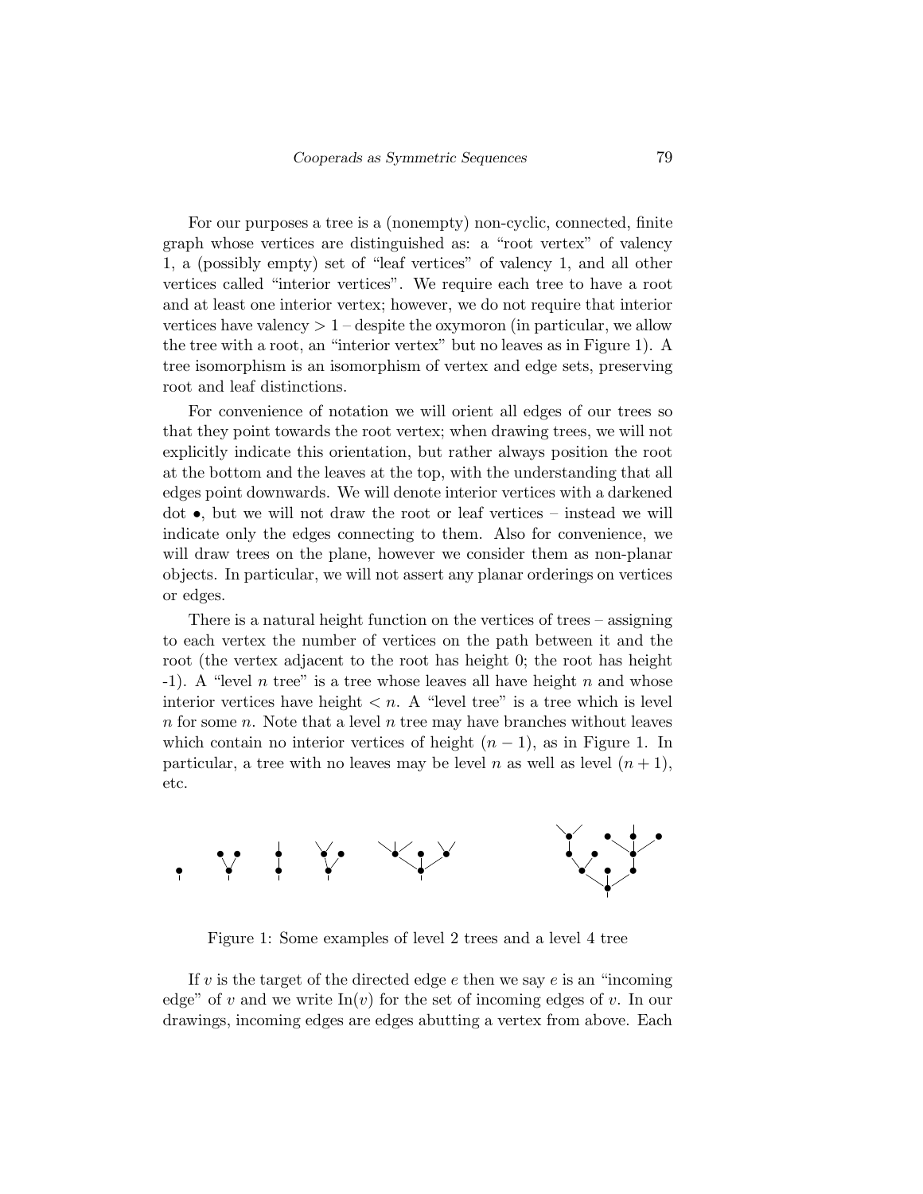For our purposes a tree is a (nonempty) non-cyclic, connected, finite graph whose vertices are distinguished as: a "root vertex" of valency 1, a (possibly empty) set of "leaf vertices" of valency 1, and all other vertices called "interior vertices". We require each tree to have a root and at least one interior vertex; however, we do not require that interior vertices have valency $> 1$ – despite the oxymoron (in particular, we allow the tree with a root, an "interior vertex" but no leaves as in Figure 1). A tree isomorphism is an isomorphism of vertex and edge sets, preserving root and leaf distinctions.

For convenience of notation we will orient all edges of our trees so that they point towards the root vertex; when drawing trees, we will not explicitly indicate this orientation, but rather always position the root at the bottom and the leaves at the top, with the understanding that all edges point downwards. We will denote interior vertices with a darkened dot $\bullet$, but we will not draw the root or leaf vertices – instead we will indicate only the edges connecting to them. Also for convenience, we will draw trees on the plane, however we consider them as non-planar objects. In particular, we will not assert any planar orderings on vertices or edges.

There is a natural height function on the vertices of trees – assigning to each vertex the number of vertices on the path between it and the root (the vertex adjacent to the root has height 0; the root has height -1). A "level $n$ tree" is a tree whose leaves all have height $n$ and whose interior vertices have height $< n$. A "level tree" is a tree which is level $n$ for some $n$. Note that a level $n$ tree may have branches without leaves which contain no interior vertices of height $(n-1)$, as in Figure 1. In particular, a tree with no leaves may be level $n$ as well as level $(n+1)$, etc.

Figure 1: Some examples of level 2 trees and a level 4 tree

If $v$ is the target of the directed edge $e$ then we say $e$ is an "incoming edge" of $v$ and we write $\mathrm{In}(v)$ for the set of incoming edges of $v$. In our drawings, incoming edges are edges abutting a vertex from above. Each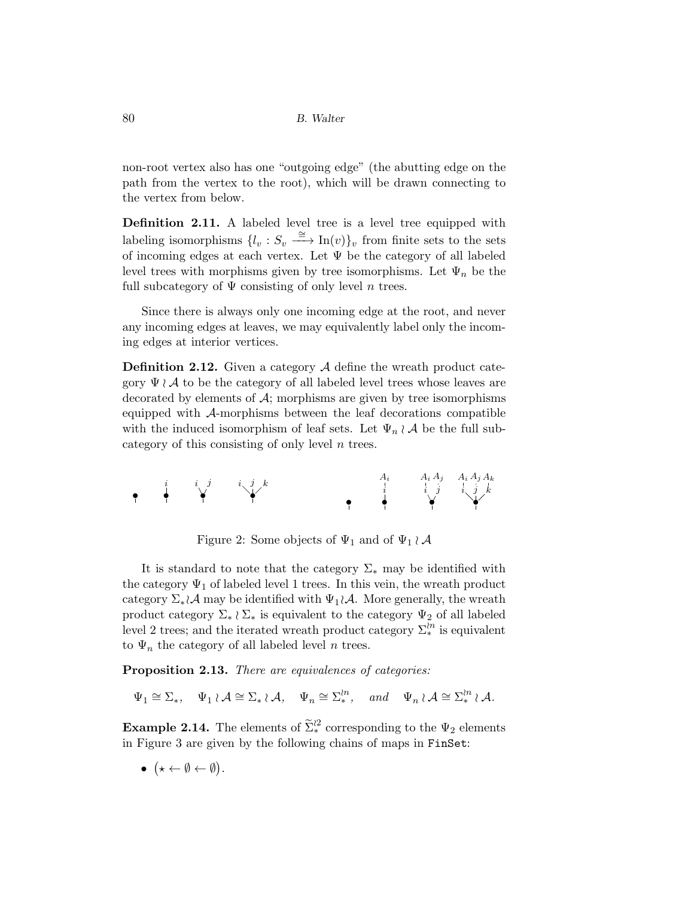non-root vertex also has one "outgoing edge" (the abutting edge on the path from the vertex to the root), which will be drawn connecting to the vertex from below.

**Definition 2.11.** A labeled level tree is a level tree equipped with labeling isomorphisms $\{l_v : S_v \xrightarrow{\cong} \mathrm{In}(v)\}_v$ from finite sets to the sets of incoming edges at each vertex. Let $\Psi$ be the category of all labeled level trees with morphisms given by tree isomorphisms. Let $\Psi_n$ be the full subcategory of $\Psi$ consisting of only level $n$ trees.

Since there is always only one incoming edge at the root, and never any incoming edges at leaves, we may equivalently label only the incoming edges at interior vertices.

**Definition 2.12.** Given a category $\mathcal{A}$ define the wreath product category $\Psi \wr \mathcal{A}$ to be the category of all labeled level trees whose leaves are decorated by elements of $\mathcal{A}$; morphisms are given by tree isomorphisms equipped with $\mathcal{A}$-morphisms between the leaf decorations compatible with the induced isomorphism of leaf sets. Let $\Psi_n \wr \mathcal{A}$ be the full subcategory of this consisting of only level $n$ trees.

Figure 2: Some objects of $\Psi_1$ and of $\Psi_1 \wr \mathcal{A}$

It is standard to note that the category $\Sigma_*$ may be identified with the category $\Psi_1$ of labeled level 1 trees. In this vein, the wreath product category $\Sigma_* \wr \mathcal{A}$ may be identified with $\Psi_1 \wr \mathcal{A}$. More generally, the wreath product category $\Sigma_* \wr \Sigma_*$ is equivalent to the category $\Psi_2$ of all labeled level 2 trees; and the iterated wreath product category $\Sigma_*^{\wr n}$ is equivalent to $\Psi_n$ the category of all labeled level $n$ trees.

**Proposition 2.13.** *There are equivalences of categories:*

$$\Psi_1 \cong \Sigma_*, \quad \Psi_1 \wr \mathcal{A} \cong \Sigma_* \wr \mathcal{A}, \quad \Psi_n \cong \Sigma_*^{\wr n}, \quad \textit{and} \quad \Psi_n \wr \mathcal{A} \cong \Sigma_*^{\wr n} \wr \mathcal{A}.$$

**Example 2.14.** The elements of $\widetilde{\Sigma}_*^{\wr 2}$ corresponding to the $\Psi_2$ elements in Figure 3 are given by the following chains of maps in `FinSet`:

- $(\star \leftarrow \emptyset \leftarrow \emptyset)$.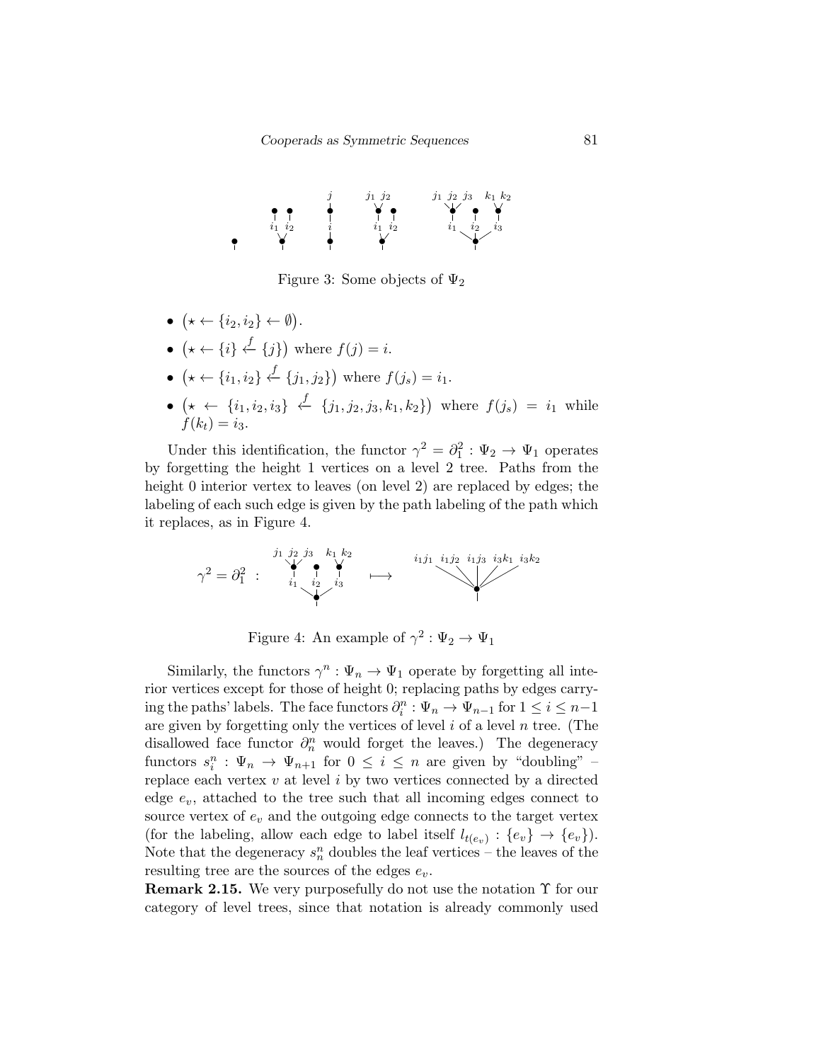Figure 3: Some objects of $\Psi_2$

- $(\star \leftarrow \{i_2, i_2\} \leftarrow \emptyset)$.
- $(\star \leftarrow \{i\} \xleftarrow{f} \{j\})$ where $f(j) = i$.
- $(\star \leftarrow \{i_1, i_2\} \xleftarrow{f} \{j_1, j_2\})$ where $f(j_s) = i_1$.
- $(\star \leftarrow \{i_1, i_2, i_3\} \xleftarrow{f} \{j_1, j_2, j_3, k_1, k_2\})$ where $f(j_s) = i_1$ while $f(k_t) = i_3$.

Under this identification, the functor $\gamma^2 = \partial_1^2 : \Psi_2 \to \Psi_1$ operates by forgetting the height 1 vertices on a level 2 tree. Paths from the height 0 interior vertex to leaves (on level 2) are replaced by edges; the labeling of each such edge is given by the path labeling of the path which it replaces, as in Figure 4.

Figure 4: An example of $\gamma^2 : \Psi_2 \to \Psi_1$

Similarly, the functors $\gamma^n : \Psi_n \to \Psi_1$ operate by forgetting all interior vertices except for those of height 0; replacing paths by edges carrying the paths' labels. The face functors $\partial_i^n : \Psi_n \to \Psi_{n-1}$ for $1 \leq i \leq n-1$ are given by forgetting only the vertices of level $i$ of a level $n$ tree. (The disallowed face functor $\partial_n^n$ would forget the leaves.) The degeneracy functors $s_i^n : \Psi_n \to \Psi_{n+1}$ for $0 \leq i \leq n$ are given by "doubling" – replace each vertex $v$ at level $i$ by two vertices connected by a directed edge $e_v$, attached to the tree such that all incoming edges connect to source vertex of $e_v$ and the outgoing edge connects to the target vertex (for the labeling, allow each edge to label itself $l_{t(e_v)} : \{e_v\} \to \{e_v\}$). Note that the degeneracy $s_n^n$ doubles the leaf vertices – the leaves of the resulting tree are the sources of the edges $e_v$.

**Remark 2.15.** We very purposefully do not use the notation $\Upsilon$ for our category of level trees, since that notation is already commonly used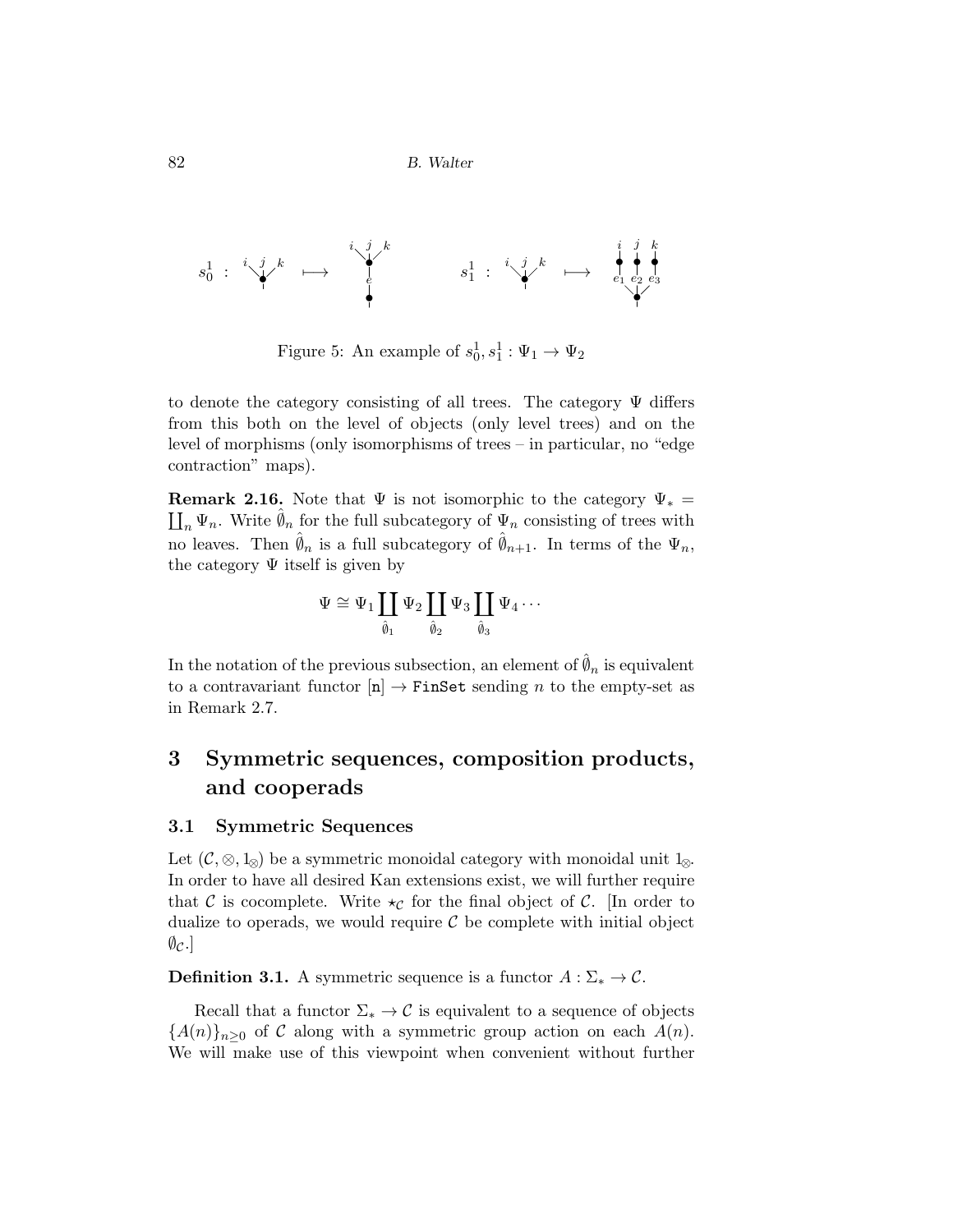Figure 5: An example of $s_0^1, s_1^1 : \Psi_1 \to \Psi_2$

to denote the category consisting of all trees. The category $\Psi$ differs from this both on the level of objects (only level trees) and on the level of morphisms (only isomorphisms of trees – in particular, no "edge contraction" maps).

**Remark 2.16.** Note that $\Psi$ is not isomorphic to the category $\Psi_* = \coprod_n \Psi_n$. Write $\hat{\emptyset}_n$ for the full subcategory of $\Psi_n$ consisting of trees with no leaves. Then $\hat{\emptyset}_n$ is a full subcategory of $\hat{\emptyset}_{n+1}$. In terms of the $\Psi_n$, the category $\Psi$ itself is given by

$$\Psi \cong \Psi_1 \coprod_{\hat{\emptyset}_1} \Psi_2 \coprod_{\hat{\emptyset}_2} \Psi_3 \coprod_{\hat{\emptyset}_3} \Psi_4 \cdots$$

In the notation of the previous subsection, an element of $\hat{\emptyset}_n$ is equivalent to a contravariant functor $[\mathtt{n}] \to \mathtt{FinSet}$ sending $n$ to the empty-set as in Remark 2.7.

# 3 Symmetric sequences, composition products, and cooperads

## 3.1 Symmetric Sequences

Let $(\mathcal{C}, \otimes, 1_\otimes)$ be a symmetric monoidal category with monoidal unit $1_\otimes$. In order to have all desired Kan extensions exist, we will further require that $\mathcal{C}$ is cocomplete. Write $\star_\mathcal{C}$ for the final object of $\mathcal{C}$. [In order to dualize to operads, we would require $\mathcal{C}$ be complete with initial object $\emptyset_\mathcal{C}$.]

**Definition 3.1.** A symmetric sequence is a functor $A : \Sigma_* \to \mathcal{C}$.

Recall that a functor $\Sigma_* \to \mathcal{C}$ is equivalent to a sequence of objects $\{A(n)\}_{n\geq 0}$ of $\mathcal{C}$ along with a symmetric group action on each $A(n)$. We will make use of this viewpoint when convenient without further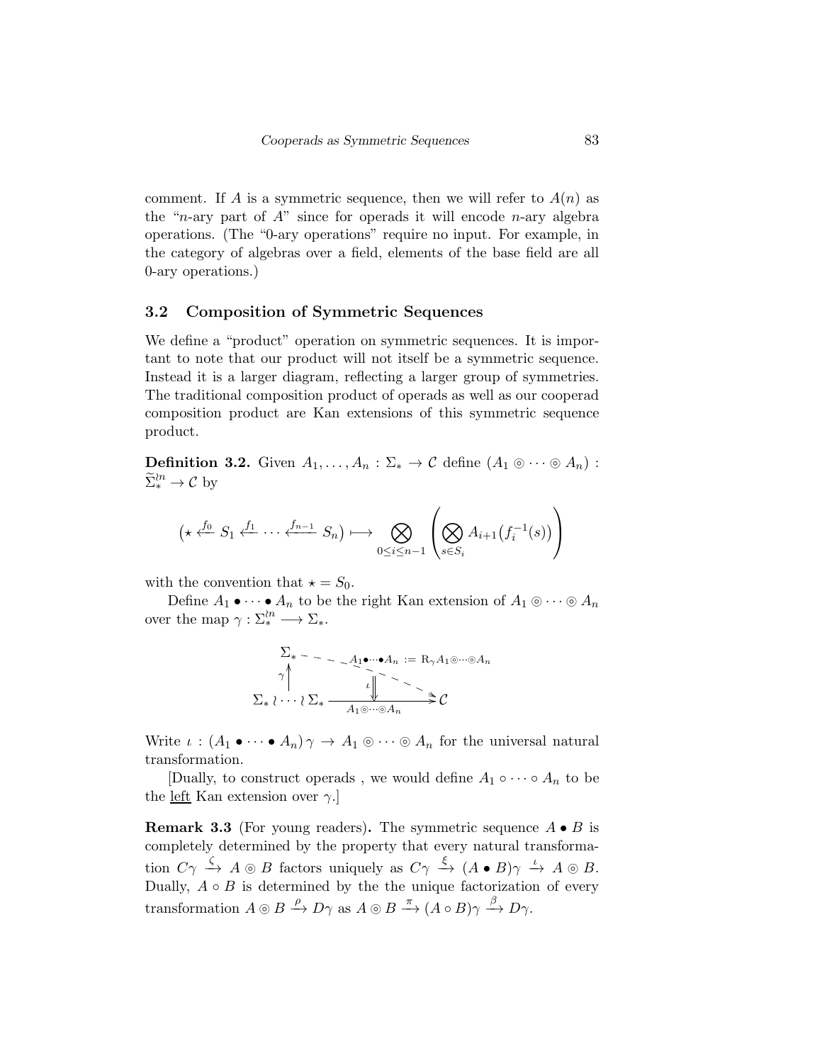comment. If $A$ is a symmetric sequence, then we will refer to $A(n)$ as the "$n$-ary part of $A$" since for operads it will encode $n$-ary algebra operations. (The "0-ary operations" require no input. For example, in the category of algebras over a field, elements of the base field are all 0-ary operations.)

## 3.2 Composition of Symmetric Sequences

We define a "product" operation on symmetric sequences. It is important to note that our product will not itself be a symmetric sequence. Instead it is a larger diagram, reflecting a larger group of symmetries. The traditional composition product of operads as well as our cooperad composition product are Kan extensions of this symmetric sequence product.

**Definition 3.2.** Given $A_1, \ldots, A_n : \Sigma_* \to \mathcal{C}$ define $(A_1 \circledcirc \cdots \circledcirc A_n) : \widetilde{\Sigma}_*^{\wr n} \to \mathcal{C}$ by

$$\left(\star \xleftarrow{f_0} S_1 \xleftarrow{f_1} \cdots \xleftarrow{f_{n-1}} S_n\right) \longmapsto \bigotimes_{0 \leq i \leq n-1} \left( \bigotimes_{s \in S_i} A_{i+1}\big(f_i^{-1}(s)\big) \right)$$

with the convention that $\star = S_0$.

Define $A_1 \bullet \cdots \bullet A_n$ to be the right Kan extension of $A_1 \circledcirc \cdots \circledcirc A_n$ over the map $\gamma : \Sigma_*^{\wr n} \longrightarrow \Sigma_*$.

$$\begin{array}{ccc} \Sigma_* & \overset{A_1 \bullet \cdots \bullet A_n \,:=\, \mathrm{R}_\gamma A_1 \circledcirc \cdots \circledcirc A_n}{\dashrightarrow} & \\ \gamma \uparrow & \Downarrow \iota & \\ \Sigma_* \wr \cdots \wr \Sigma_* & \xrightarrow[A_1 \circledcirc \cdots \circledcirc A_n]{} & \mathcal{C} \end{array}$$

Write $\iota : (A_1 \bullet \cdots \bullet A_n)\,\gamma \to A_1 \circledcirc \cdots \circledcirc A_n$ for the universal natural transformation.

[Dually, to construct operads , we would define $A_1 \circ \cdots \circ A_n$ to be the <u>left</u> Kan extension over $\gamma$.]

**Remark 3.3** (For young readers)**.** The symmetric sequence $A \bullet B$ is completely determined by the property that every natural transformation $C\gamma \xrightarrow{\zeta} A \circledcirc B$ factors uniquely as $C\gamma \xrightarrow{\xi} (A \bullet B)\gamma \xrightarrow{\iota} A \circledcirc B$. Dually, $A \circ B$ is determined by the the unique factorization of every transformation $A \circledcirc B \xrightarrow{\rho} D\gamma$ as $A \circledcirc B \xrightarrow{\pi} (A \circ B)\gamma \xrightarrow{\beta} D\gamma$.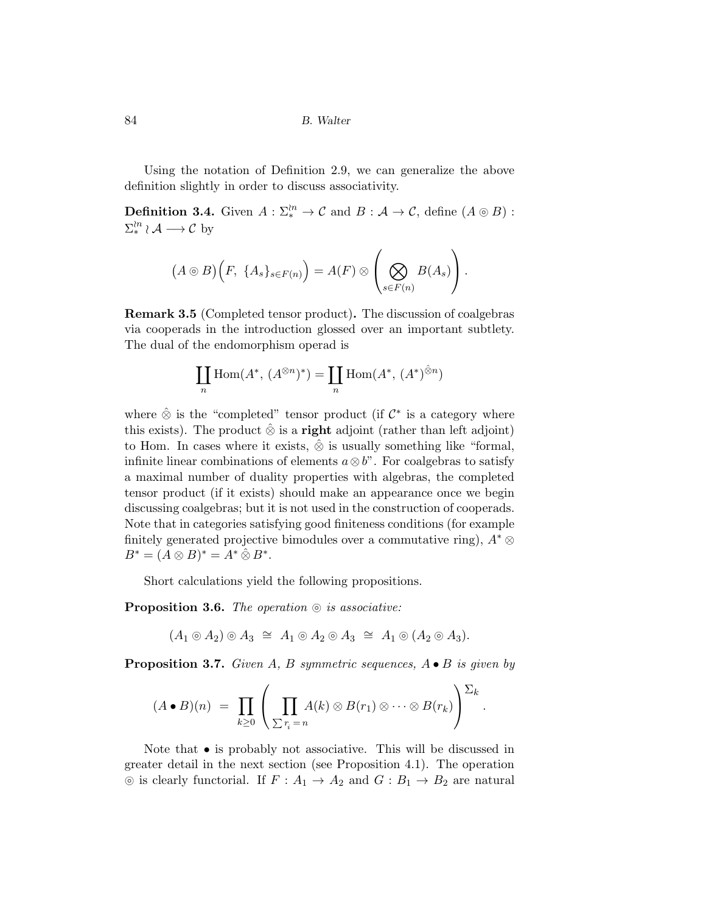Using the notation of Definition 2.9, we can generalize the above definition slightly in order to discuss associativity.

**Definition 3.4.** Given $A : \Sigma_*^{\wr n} \to \mathcal{C}$ and $B : \mathcal{A} \to \mathcal{C}$, define $(A \circledcirc B) : \Sigma_*^{\wr n} \wr \mathcal{A} \longrightarrow \mathcal{C}$ by

$$\big(A \circledcirc B\big)\Big(F,\ \{A_s\}_{s \in F(n)}\Big) = A(F) \otimes \left( \bigotimes_{s \in F(n)} B(A_s) \right).$$

**Remark 3.5** (Completed tensor product)**.** The discussion of coalgebras via cooperads in the introduction glossed over an important subtlety. The dual of the endomorphism operad is

$$\coprod_n \operatorname{Hom}(A^*,\ (A^{\otimes n})^*) = \coprod_n \operatorname{Hom}(A^*,\ (A^*)^{\hat{\otimes} n})$$

where $\hat{\otimes}$ is the "completed" tensor product (if $\mathcal{C}^*$ is a category where this exists). The product $\hat{\otimes}$ is a **right** adjoint (rather than left adjoint) to Hom. In cases where it exists, $\hat{\otimes}$ is usually something like "formal, infinite linear combinations of elements $a \otimes b$". For coalgebras to satisfy a maximal number of duality properties with algebras, the completed tensor product (if it exists) should make an appearance once we begin discussing coalgebras; but it is not used in the construction of cooperads. Note that in categories satisfying good finiteness conditions (for example finitely generated projective bimodules over a commutative ring), $A^* \otimes B^* = (A \otimes B)^* = A^* \hat{\otimes} B^*$.

Short calculations yield the following propositions.

**Proposition 3.6.** *The operation $\circledcirc$ is associative:*

$$(A_1 \circledcirc A_2) \circledcirc A_3 \ \cong\ A_1 \circledcirc A_2 \circledcirc A_3 \ \cong\ A_1 \circledcirc (A_2 \circledcirc A_3).$$

**Proposition 3.7.** *Given $A$, $B$ symmetric sequences, $A \bullet B$ is given by*

$$(A \bullet B)(n) \ = \ \prod_{k \geq 0} \left( \prod_{\sum r_i = n} A(k) \otimes B(r_1) \otimes \cdots \otimes B(r_k) \right)^{\Sigma_k}.$$

Note that $\bullet$ is probably not associative. This will be discussed in greater detail in the next section (see Proposition 4.1). The operation $\circledcirc$ is clearly functorial. If $F : A_1 \to A_2$ and $G : B_1 \to B_2$ are natural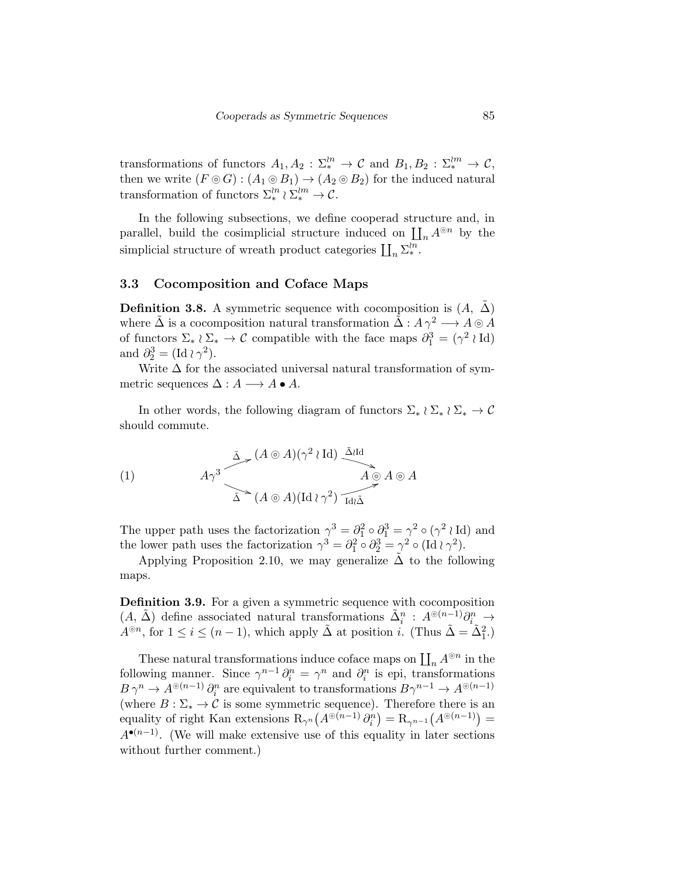transformations of functors $A_1, A_2 : \Sigma_*^{\wr n} \to \mathcal{C}$ and $B_1, B_2 : \Sigma_*^{\wr m} \to \mathcal{C}$, then we write $(F \circledcirc G) : (A_1 \circledcirc B_1) \to (A_2 \circledcirc B_2)$ for the induced natural transformation of functors $\Sigma_*^{\wr n} \wr \Sigma_*^{\wr m} \to \mathcal{C}$.

In the following subsections, we define cooperad structure and, in parallel, build the cosimplicial structure induced on $\coprod_n A^{\circledcirc n}$ by the simplicial structure of wreath product categories $\coprod_n \Sigma_*^{\wr n}$.

### 3.3 Cocomposition and Coface Maps

**Definition 3.8.** A symmetric sequence with cocomposition is $(A,\ \tilde{\Delta})$ where $\tilde{\Delta}$ is a cocomposition natural transformation $\tilde{\Delta} : A\,\gamma^2 \longrightarrow A \circledcirc A$ of functors $\Sigma_* \wr \Sigma_* \to \mathcal{C}$ compatible with the face maps $\partial_1^3 = (\gamma^2 \wr \mathrm{Id})$ and $\partial_2^3 = (\mathrm{Id} \wr \gamma^2)$.

Write $\Delta$ for the associated universal natural transformation of symmetric sequences $\Delta : A \longrightarrow A \bullet A$.

In other words, the following diagram of functors $\Sigma_* \wr \Sigma_* \wr \Sigma_* \to \mathcal{C}$ should commute.

$$
(1) \qquad
\begin{array}{ccc}
 & (A \circledcirc A)(\gamma^2 \wr \mathrm{Id}) & \\
A\gamma^3 \overset{\tilde{\Delta}}{\nearrow} \!\!\!\!\! \underset{\tilde{\Delta}}{\searrow} & & \overset{\tilde{\Delta}\wr\mathrm{Id}}{\searrow} \!\!\!\!\! \underset{\mathrm{Id}\wr\tilde{\Delta}}{\nearrow} A \circledcirc A \circledcirc A \\
 & (A \circledcirc A)(\mathrm{Id} \wr \gamma^2) &
\end{array}
$$

The upper path uses the factorization $\gamma^3 = \partial_1^2 \circ \partial_1^3 = \gamma^2 \circ (\gamma^2 \wr \mathrm{Id})$ and the lower path uses the factorization $\gamma^3 = \partial_1^2 \circ \partial_2^3 = \gamma^2 \circ (\mathrm{Id} \wr \gamma^2)$.

Applying Proposition 2.10, we may generalize $\tilde{\Delta}$ to the following maps.

**Definition 3.9.** For a given a symmetric sequence with cocomposition $(A,\ \tilde{\Delta})$ define associated natural transformations $\tilde{\Delta}_i^n : A^{\circledcirc(n-1)}\partial_i^n \to A^{\circledcirc n}$, for $1 \le i \le (n-1)$, which apply $\tilde{\Delta}$ at position $i$. (Thus $\tilde{\Delta} = \tilde{\Delta}_1^2$.)

These natural transformations induce coface maps on $\coprod_n A^{\circledcirc n}$ in the following manner. Since $\gamma^{n-1}\,\partial_i^n = \gamma^n$ and $\partial_i^n$ is epi, transformations $B\,\gamma^n \to A^{\circledcirc(n-1)}\,\partial_i^n$ are equivalent to transformations $B\gamma^{n-1} \to A^{\circledcirc(n-1)}$ (where $B : \Sigma_* \to \mathcal{C}$ is some symmetric sequence). Therefore there is an equality of right Kan extensions $\mathrm{R}_{\gamma^n}\big(A^{\circledcirc(n-1)}\,\partial_i^n\big) = \mathrm{R}_{\gamma^{n-1}}\big(A^{\circledcirc(n-1)}\big) = A^{\bullet(n-1)}$. (We will make extensive use of this equality in later sections without further comment.)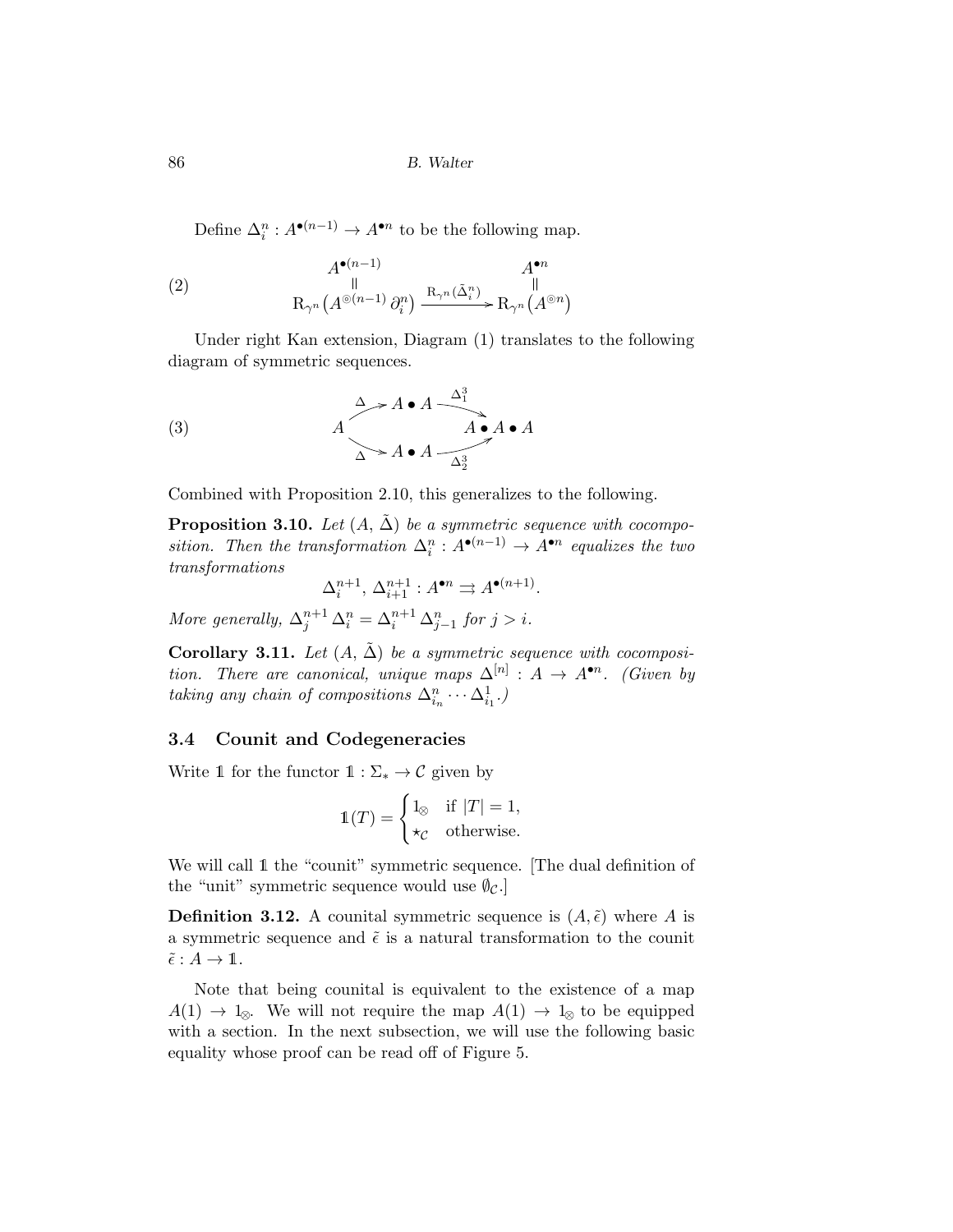Define $\Delta_i^n : A^{\bullet(n-1)} \to A^{\bullet n}$ to be the following map.

$$
\begin{array}{ccc}
A^{\bullet(n-1)} & & A^{\bullet n} \\
\| & & \| \\
\mathrm{R}_{\gamma^n}\big(A^{\circledcirc(n-1)}\,\partial_i^n\big) & \xrightarrow{\mathrm{R}_{\gamma^n}(\tilde{\Delta}_i^n)} & \mathrm{R}_{\gamma^n}\big(A^{\circledcirc n}\big)
\end{array}
\tag{2}
$$

Under right Kan extension, Diagram (1) translates to the following diagram of symmetric sequences.

$$
\begin{array}{ccccc}
 & & A \bullet A & & \\
 & \overset{\Delta}{\nearrow} & & \overset{\Delta_1^3}{\searrow} & \\
A & & & & A \bullet A \bullet A \\
 & \underset{\Delta}{\searrow} & & \underset{\Delta_2^3}{\nearrow} & \\
 & & A \bullet A & &
\end{array}
\tag{3}
$$

Combined with Proposition 2.10, this generalizes to the following.

**Proposition 3.10.** *Let $(A, \tilde{\Delta})$ be a symmetric sequence with cocomposition. Then the transformation $\Delta_i^n : A^{\bullet(n-1)} \to A^{\bullet n}$ equalizes the two transformations*

$$\Delta_i^{n+1}, \Delta_{i+1}^{n+1} : A^{\bullet n} \rightrightarrows A^{\bullet(n+1)}.$$

*More generally, $\Delta_j^{n+1}\,\Delta_i^n = \Delta_i^{n+1}\,\Delta_{j-1}^n$ for $j > i$.*

**Corollary 3.11.** *Let $(A, \tilde{\Delta})$ be a symmetric sequence with cocomposition. There are canonical, unique maps $\Delta^{[n]} : A \to A^{\bullet n}$. (Given by taking any chain of compositions $\Delta_{i_n}^n \cdots \Delta_{i_1}^1$.)*

### 3.4 Counit and Codegeneracies

Write $\mathbb{1}$ for the functor $\mathbb{1} : \Sigma_* \to \mathcal{C}$ given by

$$\mathbb{1}(T) = \begin{cases} 1_\otimes & \text{if } |T| = 1, \\ \star_\mathcal{C} & \text{otherwise.} \end{cases}$$

We will call $\mathbb{1}$ the "counit" symmetric sequence. [The dual definition of the "unit" symmetric sequence would use $\emptyset_\mathcal{C}$.]

**Definition 3.12.** A counital symmetric sequence is $(A, \tilde{\epsilon})$ where $A$ is a symmetric sequence and $\tilde{\epsilon}$ is a natural transformation to the counit $\tilde{\epsilon} : A \to \mathbb{1}$.

Note that being counital is equivalent to the existence of a map $A(1) \to 1_\otimes$. We will not require the map $A(1) \to 1_\otimes$ to be equipped with a section. In the next subsection, we will use the following basic equality whose proof can be read off of Figure 5.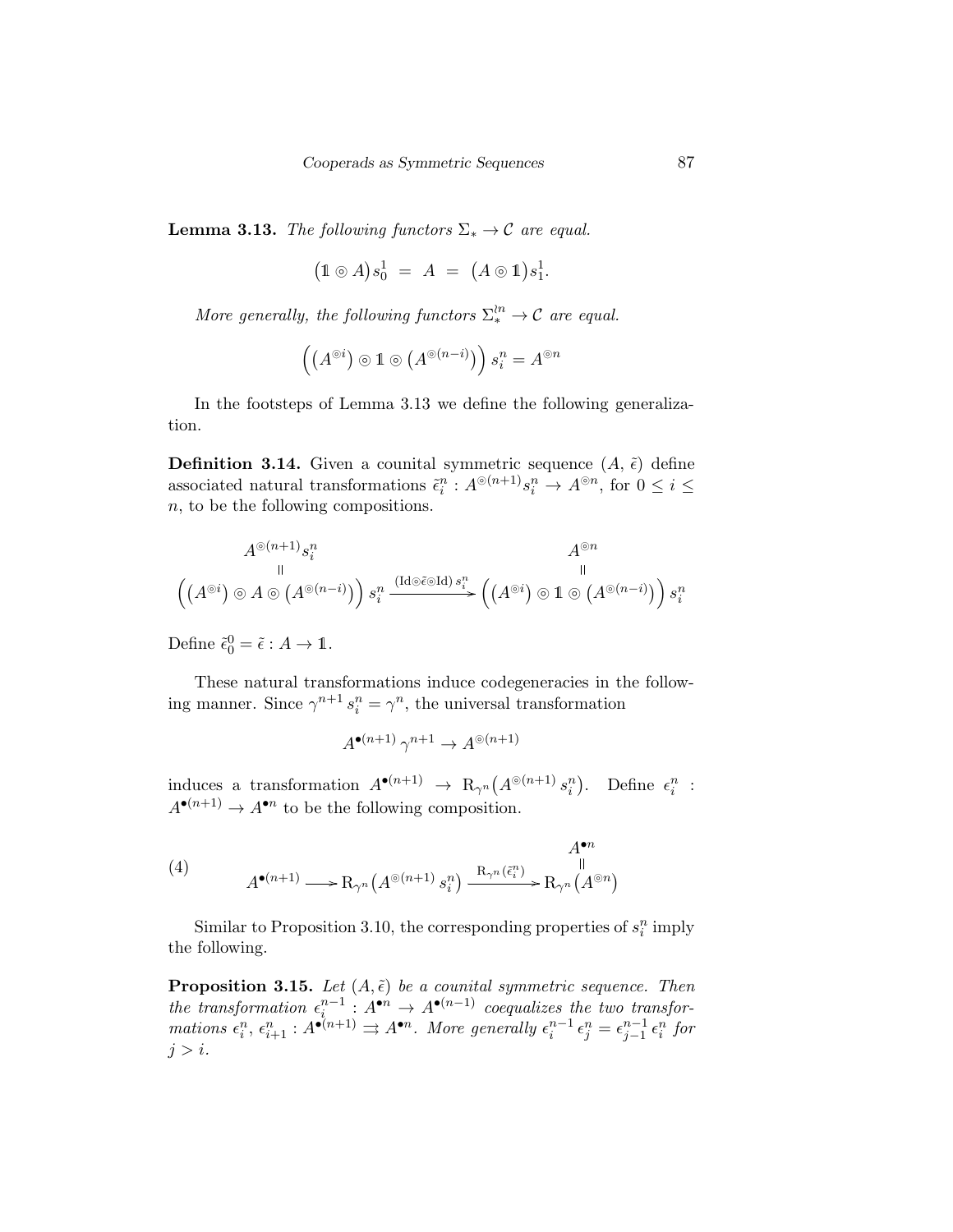**Lemma 3.13.** *The following functors $\Sigma_* \to \mathcal{C}$ are equal.*

$$\big(\mathbb{1} \circledcirc A\big) s_0^1 \;=\; A \;=\; \big(A \circledcirc \mathbb{1}\big) s_1^1.$$

*More generally, the following functors $\Sigma_*^{\wr n} \to \mathcal{C}$ are equal.*

$$\Big(\big(A^{\circledcirc i}\big) \circledcirc \mathbb{1} \circledcirc \big(A^{\circledcirc (n-i)}\big)\Big)\, s_i^n = A^{\circledcirc n}$$

In the footsteps of Lemma 3.13 we define the following generalization.

**Definition 3.14.** Given a counital symmetric sequence $(A, \tilde{\epsilon})$ define associated natural transformations $\tilde{\epsilon}_i^n : A^{\circledcirc (n+1)} s_i^n \to A^{\circledcirc n}$, for $0 \leq i \leq n$, to be the following compositions.

$$\begin{array}{ccc} A^{\circledcirc(n+1)} s_i^n & & A^{\circledcirc n} \\ \| & & \| \\ \Big(\big(A^{\circledcirc i}\big) \circledcirc A \circledcirc \big(A^{\circledcirc (n-i)}\big)\Big)\, s_i^n & \xrightarrow{(\mathrm{Id} \circledcirc \tilde{\epsilon} \circledcirc \mathrm{Id})\, s_i^n} & \Big(\big(A^{\circledcirc i}\big) \circledcirc \mathbb{1} \circledcirc \big(A^{\circledcirc (n-i)}\big)\Big)\, s_i^n \end{array}$$

Define $\tilde{\epsilon}_0^0 = \tilde{\epsilon} : A \to \mathbb{1}$.

These natural transformations induce codegeneracies in the following manner. Since $\gamma^{n+1}\, s_i^n = \gamma^n$, the universal transformation

$$A^{\bullet(n+1)}\, \gamma^{n+1} \to A^{\circledcirc (n+1)}$$

induces a transformation $A^{\bullet(n+1)} \to \mathrm{R}_{\gamma^n}\big(A^{\circledcirc(n+1)}\, s_i^n\big)$. Define $\epsilon_i^n : A^{\bullet(n+1)} \to A^{\bullet n}$ to be the following composition.

$$\tag{4} \begin{array}{ccccc} & & & & A^{\bullet n} \\ & & & & \| \\ A^{\bullet(n+1)} & \longrightarrow & \mathrm{R}_{\gamma^n}\big(A^{\circledcirc(n+1)}\, s_i^n\big) & \xrightarrow{\mathrm{R}_{\gamma^n}(\tilde{\epsilon}_i^n)} & \mathrm{R}_{\gamma^n}\big(A^{\circledcirc n}\big) \end{array}$$

Similar to Proposition 3.10, the corresponding properties of $s_i^n$ imply the following.

**Proposition 3.15.** *Let $(A, \tilde{\epsilon})$ be a counital symmetric sequence. Then the transformation $\epsilon_i^{n-1} : A^{\bullet n} \to A^{\bullet(n-1)}$ coequalizes the two transformations $\epsilon_i^n, \epsilon_{i+1}^n : A^{\bullet(n+1)} \rightrightarrows A^{\bullet n}$. More generally $\epsilon_i^{n-1}\, \epsilon_j^n = \epsilon_{j-1}^{n-1}\, \epsilon_i^n$ for $j > i$.*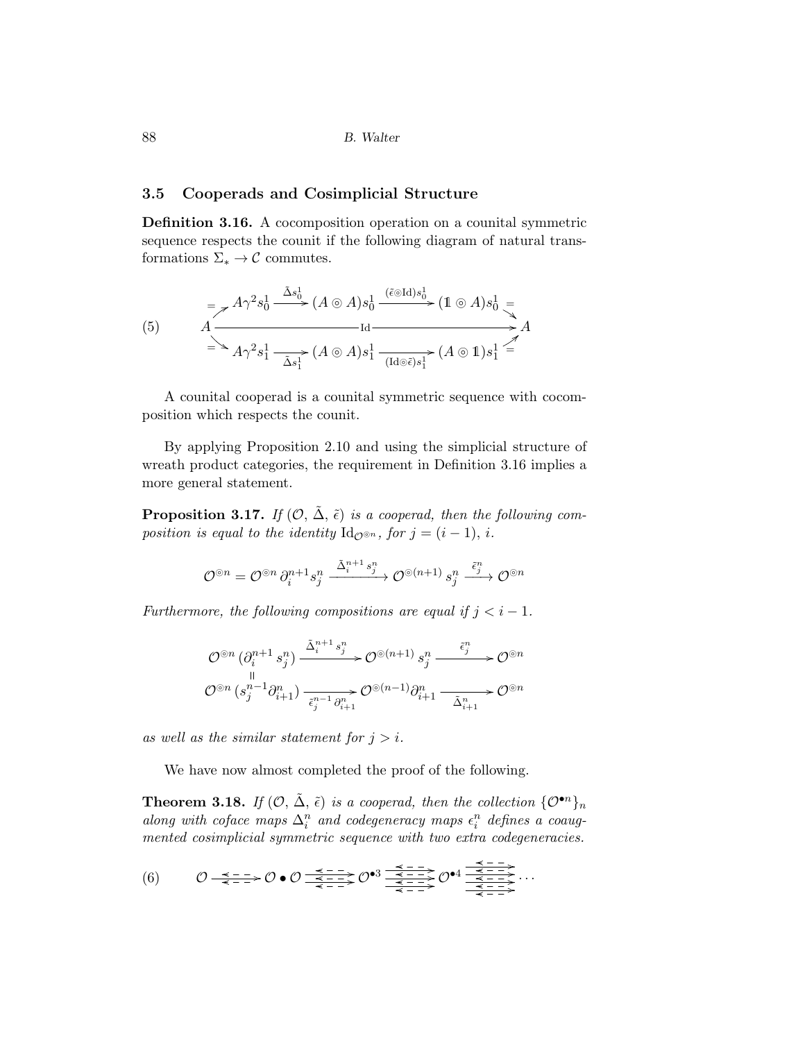### 3.5 Cooperads and Cosimplicial Structure

**Definition 3.16.** A cocomposition operation on a counital symmetric sequence respects the counit if the following diagram of natural transformations $\Sigma_* \to \mathcal{C}$ commutes.

$$
(5) \qquad
\begin{array}{ccccccccc}
 & \overset{=}{\nearrow} & A\gamma^2 s_0^1 & \xrightarrow{\tilde{\Delta} s_0^1} & (A \circledcirc A) s_0^1 & \xrightarrow{(\tilde{\epsilon} \circledcirc \mathrm{Id}) s_0^1} & (\mathbb{1} \circledcirc A) s_0^1 & \overset{=}{\searrow} & \\
A & & & & \xrightarrow{\qquad\qquad\qquad \mathrm{Id} \qquad\qquad\qquad} & & & & A \\
 & \underset{=}{\searrow} & A\gamma^2 s_1^1 & \xrightarrow[\tilde{\Delta} s_1^1]{} & (A \circledcirc A) s_1^1 & \xrightarrow[(\mathrm{Id} \circledcirc \tilde{\epsilon}) s_1^1]{} & (A \circledcirc \mathbb{1}) s_1^1 & \underset{=}{\nearrow} &
\end{array}
$$

A counital cooperad is a counital symmetric sequence with cocomposition which respects the counit.

By applying Proposition 2.10 and using the simplicial structure of wreath product categories, the requirement in Definition 3.16 implies a more general statement.

**Proposition 3.17.** *If $(\mathcal{O}, \tilde{\Delta}, \tilde{\epsilon})$ is a cooperad, then the following composition is equal to the identity $\mathrm{Id}_{\mathcal{O}^{\circledcirc n}}$, for $j = (i-1), i$.*

$$
\mathcal{O}^{\circledcirc n} = \mathcal{O}^{\circledcirc n}\, \partial_i^{n+1} s_j^n \xrightarrow{\tilde{\Delta}_i^{n+1} s_j^n} \mathcal{O}^{\circledcirc (n+1)}\, s_j^n \xrightarrow{\tilde{\epsilon}_j^n} \mathcal{O}^{\circledcirc n}
$$

*Furthermore, the following compositions are equal if $j < i - 1$.*

$$
\begin{array}{ccccc}
\mathcal{O}^{\circledcirc n}\, (\partial_i^{n+1} s_j^n) & \xrightarrow{\tilde{\Delta}_i^{n+1} s_j^n} & \mathcal{O}^{\circledcirc (n+1)}\, s_j^n & \xrightarrow{\tilde{\epsilon}_j^n} & \mathcal{O}^{\circledcirc n} \\
\| & & & & \\
\mathcal{O}^{\circledcirc n}\, (s_j^{n-1} \partial_{i+1}^n) & \xrightarrow[\tilde{\epsilon}_j^{n-1} \partial_{i+1}^n]{} & \mathcal{O}^{\circledcirc (n-1)} \partial_{i+1}^n & \xrightarrow[\tilde{\Delta}_{i+1}^n]{} & \mathcal{O}^{\circledcirc n}
\end{array}
$$

*as well as the similar statement for $j > i$.*

We have now almost completed the proof of the following.

**Theorem 3.18.** *If $(\mathcal{O}, \tilde{\Delta}, \tilde{\epsilon})$ is a cooperad, then the collection $\{\mathcal{O}^{\bullet n}\}_n$ along with coface maps $\Delta_i^n$ and codegeneracy maps $\epsilon_i^n$ defines a coaugmented cosimplicial symmetric sequence with two extra codegeneracies.*

$$
(6) \qquad \mathcal{O} \rightleftarrows \mathcal{O} \bullet \mathcal{O} \rightleftarrows \mathcal{O}^{\bullet 3} \rightleftarrows \mathcal{O}^{\bullet 4} \rightleftarrows \cdots
$$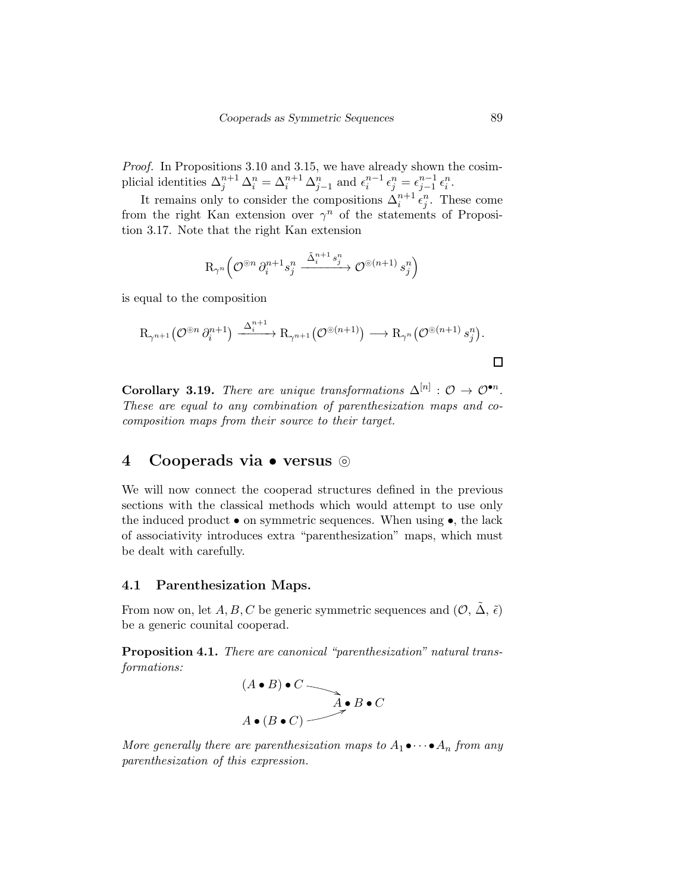*Proof.* In Propositions 3.10 and 3.15, we have already shown the cosimplicial identities $\Delta_j^{n+1}\,\Delta_i^n = \Delta_i^{n+1}\,\Delta_{j-1}^n$ and $\epsilon_i^{n-1}\,\epsilon_j^n = \epsilon_{j-1}^{n-1}\,\epsilon_i^n$.

It remains only to consider the compositions $\Delta_i^{n+1}\,\epsilon_j^n$. These come from the right Kan extension over $\gamma^n$ of the statements of Proposition 3.17. Note that the right Kan extension

$$\mathrm{R}_{\gamma^n}\Big(\mathcal{O}^{\circledcirc n}\,\partial_i^{n+1} s_j^n \xrightarrow{\tilde{\Delta}_i^{n+1} s_j^n} \mathcal{O}^{\circledcirc(n+1)}\,s_j^n\Big)$$

is equal to the composition

$$\mathrm{R}_{\gamma^{n+1}}\big(\mathcal{O}^{\circledcirc n}\,\partial_i^{n+1}\big) \xrightarrow{\Delta_i^{n+1}} \mathrm{R}_{\gamma^{n+1}}\big(\mathcal{O}^{\circledcirc(n+1)}\big) \longrightarrow \mathrm{R}_{\gamma^n}\big(\mathcal{O}^{\circledcirc(n+1)}\,s_j^n\big).$$

□

**Corollary 3.19.** *There are unique transformations $\Delta^{[n]} : \mathcal{O} \to \mathcal{O}^{\bullet n}$. These are equal to any combination of parenthesization maps and cocomposition maps from their source to their target.*

# 4 Cooperads via $\bullet$ versus $\circledcirc$

We will now connect the cooperad structures defined in the previous sections with the classical methods which would attempt to use only the induced product $\bullet$ on symmetric sequences. When using $\bullet$, the lack of associativity introduces extra "parenthesization" maps, which must be dealt with carefully.

## 4.1 Parenthesization Maps.

From now on, let $A, B, C$ be generic symmetric sequences and $(\mathcal{O},\,\tilde{\Delta},\,\tilde{\epsilon})$ be a generic counital cooperad.

**Proposition 4.1.** *There are canonical "parenthesization" natural transformations:*

$$\begin{array}{ccc} (A \bullet B) \bullet C & \searrow & \\ & & A \bullet B \bullet C \\ A \bullet (B \bullet C) & \nearrow & \end{array}$$

*More generally there are parenthesization maps to $A_1 \bullet \cdots \bullet A_n$ from any parenthesization of this expression.*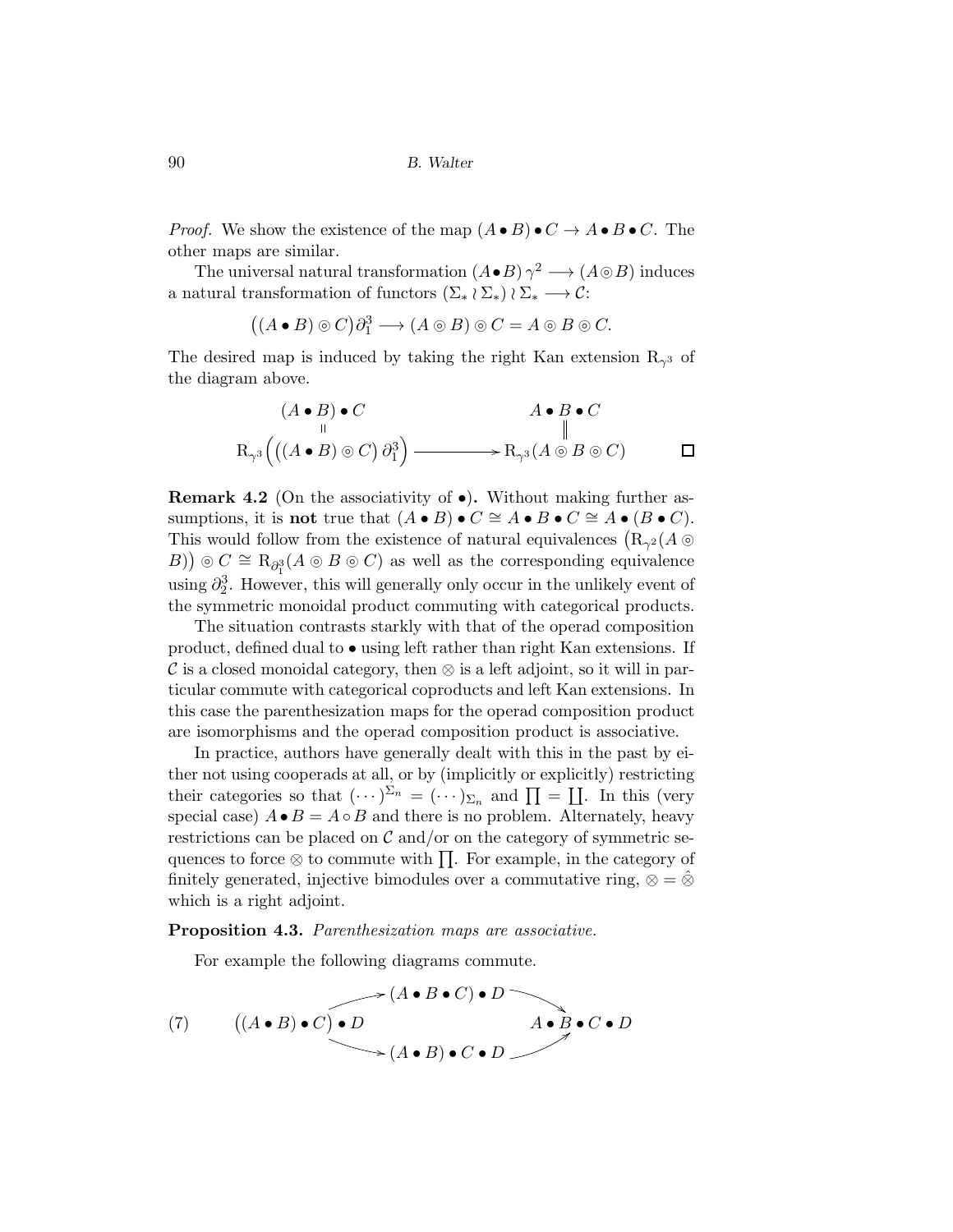*Proof.* We show the existence of the map $(A \bullet B) \bullet C \to A \bullet B \bullet C$. The other maps are similar.

The universal natural transformation $(A \bullet B)\,\gamma^2 \longrightarrow (A \circledcirc B)$ induces a natural transformation of functors $(\Sigma_* \wr \Sigma_*) \wr \Sigma_* \longrightarrow \mathcal{C}$:

$$\big((A \bullet B) \circledcirc C\big)\partial_1^3 \longrightarrow (A \circledcirc B) \circledcirc C = A \circledcirc B \circledcirc C.$$

The desired map is induced by taking the right Kan extension $\mathrm{R}_{\gamma^3}$ of the diagram above.

$$\begin{array}{ccc}
(A \bullet B) \bullet C & & A \bullet B \bullet C \\
\parallel & & \parallel \\
\mathrm{R}_{\gamma^3}\Big(\big((A \bullet B) \circledcirc C\big)\,\partial_1^3\Big) & \longrightarrow & \mathrm{R}_{\gamma^3}(A \circledcirc B \circledcirc C)
\end{array}$$

□

**Remark 4.2** (On the associativity of $\bullet$)**.** Without making further assumptions, it is **not** true that $(A \bullet B) \bullet C \cong A \bullet B \bullet C \cong A \bullet (B \bullet C)$. This would follow from the existence of natural equivalences $\big(\mathrm{R}_{\gamma^2}(A \circledcirc B)\big) \circledcirc C \cong \mathrm{R}_{\partial_1^3}(A \circledcirc B \circledcirc C)$ as well as the corresponding equivalence using $\partial_2^3$. However, this will generally only occur in the unlikely event of the symmetric monoidal product commuting with categorical products.

The situation contrasts starkly with that of the operad composition product, defined dual to $\bullet$ using left rather than right Kan extensions. If $\mathcal{C}$ is a closed monoidal category, then $\otimes$ is a left adjoint, so it will in particular commute with categorical coproducts and left Kan extensions. In this case the parenthesization maps for the operad composition product are isomorphisms and the operad composition product is associative.

In practice, authors have generally dealt with this in the past by either not using cooperads at all, or by (implicitly or explicitly) restricting their categories so that $(\cdots)^{\Sigma_n} = (\cdots)_{\Sigma_n}$ and $\prod = \coprod$. In this (very special case) $A \bullet B = A \circ B$ and there is no problem. Alternately, heavy restrictions can be placed on $\mathcal{C}$ and/or on the category of symmetric sequences to force $\otimes$ to commute with $\prod$. For example, in the category of finitely generated, injective bimodules over a commutative ring, $\otimes = \hat{\otimes}$ which is a right adjoint.

**Proposition 4.3.** *Parenthesization maps are associative.*

For example the following diagrams commute.

$$\begin{array}{ccccc}
 & \nearrow & (A \bullet B \bullet C) \bullet D & \searrow & \\
\big((A \bullet B) \bullet C\big) \bullet D & & & & A \bullet B \bullet C \bullet D \\
 & \searrow & (A \bullet B) \bullet C \bullet D & \nearrow &
\end{array} \tag{7}$$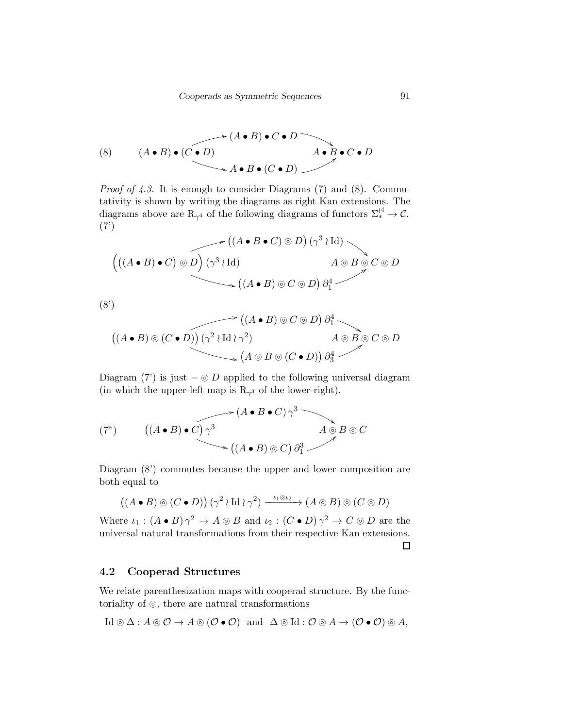$$
(8) \qquad \begin{array}{ccc}
 & (A \bullet B) \bullet C \bullet D & \\
(A \bullet B) \bullet (C \bullet D) \nearrow & & \searrow A \bullet B \bullet C \bullet D \\
\searrow & A \bullet B \bullet (C \bullet D) & \nearrow
\end{array}
$$

*Proof of 4.3.* It is enough to consider Diagrams (7) and (8). Commutativity is shown by writing the diagrams as right Kan extensions. The diagrams above are $\mathrm{R}_{\gamma^4}$ of the following diagrams of functors $\Sigma_*^{\wr 4} \to \mathcal{C}$.

(7')

$$
\begin{array}{ccc}
 & \big((A \bullet B \bullet C) \circledcirc D\big)\,(\gamma^3 \wr \mathrm{Id}) & \\
\Big(\big((A \bullet B) \bullet C\big) \circledcirc D\Big)\,(\gamma^3 \wr \mathrm{Id}) \nearrow & & \searrow A \circledcirc B \circledcirc C \circledcirc D \\
\searrow & \big((A \bullet B) \circledcirc C \circledcirc D\big)\,\partial_1^4 & \nearrow
\end{array}
$$

(8')

$$
\begin{array}{ccc}
 & \big((A \bullet B) \circledcirc C \circledcirc D\big)\,\partial_1^4 & \\
\big((A \bullet B) \circledcirc (C \bullet D)\big)\,(\gamma^2 \wr \mathrm{Id} \wr \gamma^2) \nearrow & & \searrow A \circledcirc B \circledcirc C \circledcirc D \\
\searrow & \big(A \circledcirc B \circledcirc (C \bullet D)\big)\,\partial_3^4 & \nearrow
\end{array}
$$

Diagram (7') is just $- \circledcirc D$ applied to the following universal diagram (in which the upper-left map is $\mathrm{R}_{\gamma^3}$ of the lower-right).

$$
(7") \qquad \begin{array}{ccc}
 & (A \bullet B \bullet C)\,\gamma^3 & \\
\big((A \bullet B) \bullet C\big)\,\gamma^3 \nearrow & & \searrow A \circledcirc B \circledcirc C \\
\searrow & \big((A \bullet B) \circledcirc C\big)\,\partial_1^3 & \nearrow
\end{array}
$$

Diagram (8') commutes because the upper and lower composition are both equal to

$$
\big((A \bullet B) \circledcirc (C \bullet D)\big)\,(\gamma^2 \wr \mathrm{Id} \wr \gamma^2) \xrightarrow{\iota_1 \circledcirc \iota_2} (A \circledcirc B) \circledcirc (C \circledcirc D)
$$

Where $\iota_1 : (A \bullet B)\,\gamma^2 \to A \circledcirc B$ and $\iota_2 : (C \bullet D)\,\gamma^2 \to C \circledcirc D$ are the universal natural transformations from their respective Kan extensions. □

### 4.2 Cooperad Structures

We relate parenthesization maps with cooperad structure. By the functoriality of $\circledcirc$, there are natural transformations

$$
\mathrm{Id} \circledcirc \Delta : A \circledcirc \mathcal{O} \to A \circledcirc (\mathcal{O} \bullet \mathcal{O}) \quad \text{and} \quad \Delta \circledcirc \mathrm{Id} : \mathcal{O} \circledcirc A \to (\mathcal{O} \bullet \mathcal{O}) \circledcirc A,
$$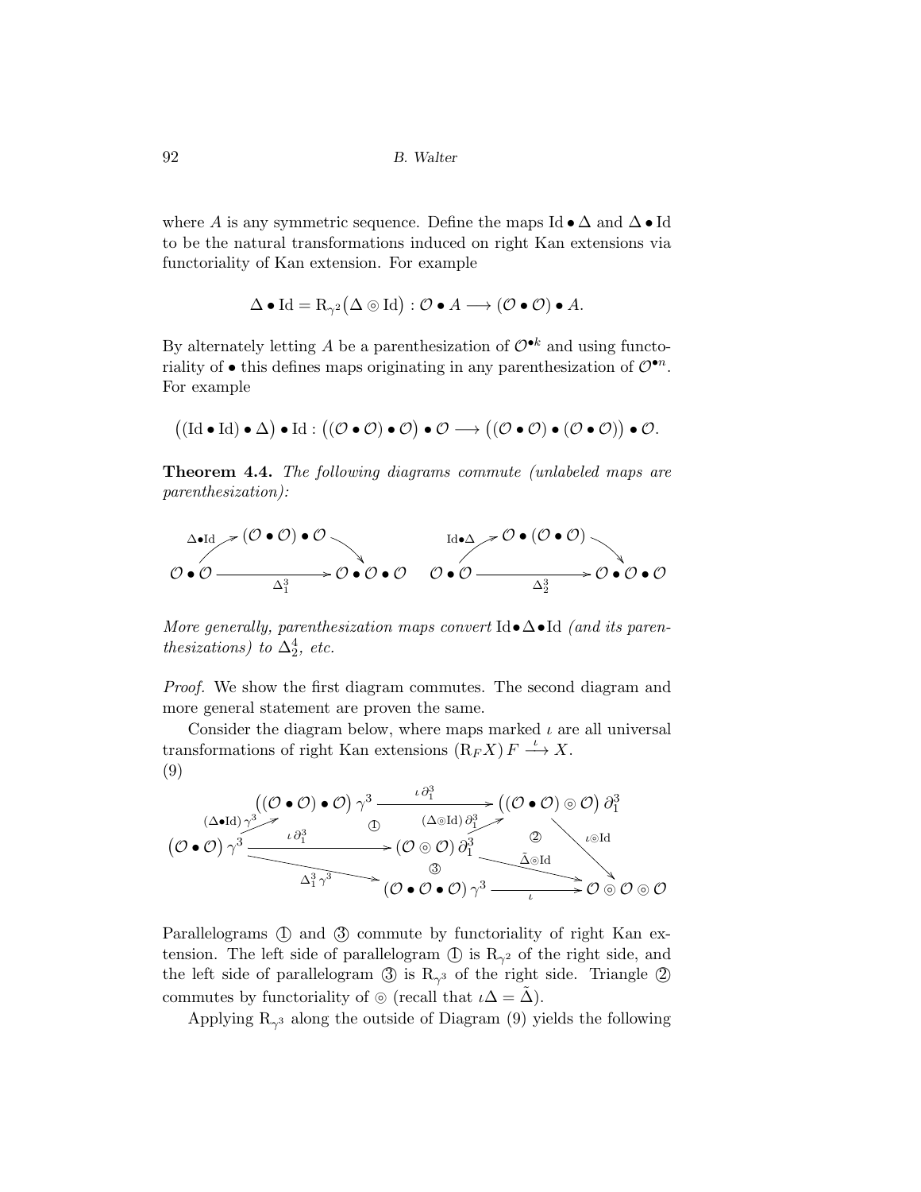where $A$ is any symmetric sequence. Define the maps $\mathrm{Id} \bullet \Delta$ and $\Delta \bullet \mathrm{Id}$ to be the natural transformations induced on right Kan extensions via functoriality of Kan extension. For example

$$\Delta \bullet \mathrm{Id} = \mathrm{R}_{\gamma^2}\big(\Delta \circledcirc \mathrm{Id}\big) : \mathcal{O} \bullet A \longrightarrow (\mathcal{O} \bullet \mathcal{O}) \bullet A.$$

By alternately letting $A$ be a parenthesization of $\mathcal{O}^{\bullet k}$ and using functoriality of $\bullet$ this defines maps originating in any parenthesization of $\mathcal{O}^{\bullet n}$. For example

$$\big((\mathrm{Id} \bullet \mathrm{Id}) \bullet \Delta\big) \bullet \mathrm{Id} : \big((\mathcal{O} \bullet \mathcal{O}) \bullet \mathcal{O}\big) \bullet \mathcal{O} \longrightarrow \big((\mathcal{O} \bullet \mathcal{O}) \bullet (\mathcal{O} \bullet \mathcal{O})\big) \bullet \mathcal{O}.$$

**Theorem 4.4.** *The following diagrams commute (unlabeled maps are parenthesization):*

$$\begin{array}{ccc} & (\mathcal{O} \bullet \mathcal{O}) \bullet \mathcal{O} & \\ {}^{\Delta\bullet\mathrm{Id}}\nearrow & & \searrow \\ \mathcal{O} \bullet \mathcal{O} & \xrightarrow{\quad \Delta^3_1 \quad} & \mathcal{O} \bullet \mathcal{O} \bullet \mathcal{O} \end{array} \qquad \begin{array}{ccc} & \mathcal{O} \bullet (\mathcal{O} \bullet \mathcal{O}) & \\ {}^{\mathrm{Id}\bullet\Delta}\nearrow & & \searrow \\ \mathcal{O} \bullet \mathcal{O} & \xrightarrow{\quad \Delta^3_2 \quad} & \mathcal{O} \bullet \mathcal{O} \bullet \mathcal{O} \end{array}$$

*More generally, parenthesization maps convert* $\mathrm{Id} \bullet \Delta \bullet \mathrm{Id}$ *(and its parenthesizations) to* $\Delta^4_2$*, etc.*

*Proof.* We show the first diagram commutes. The second diagram and more general statement are proven the same.

Consider the diagram below, where maps marked $\iota$ are all universal transformations of right Kan extensions $(\mathrm{R}_F X)\, F \xrightarrow{\iota} X$.

(9)

$$\begin{array}{ccccc}
 & \big((\mathcal{O} \bullet \mathcal{O}) \bullet \mathcal{O}\big)\,\gamma^3 & \xrightarrow{\quad \iota\,\partial^3_1 \quad} & \big((\mathcal{O} \bullet \mathcal{O}) \circledcirc \mathcal{O}\big)\,\partial^3_1 & \\
{}^{(\Delta\bullet\mathrm{Id})\,\gamma^3}\nearrow & \text{①} & {}^{(\Delta\circledcirc\mathrm{Id})\,\partial^3_1}\nearrow & \text{②} & \searrow{}^{\iota\circledcirc\mathrm{Id}} \\
\big(\mathcal{O} \bullet \mathcal{O}\big)\,\gamma^3 & \xrightarrow{\quad \iota\,\partial^3_1 \quad} & (\mathcal{O} \circledcirc \mathcal{O})\,\partial^3_1 & \xrightarrow{\quad \tilde{\Delta}\circledcirc\mathrm{Id} \quad} & \mathcal{O} \circledcirc \mathcal{O} \circledcirc \mathcal{O} \\
 & \searrow{}_{\Delta^3_1\,\gamma^3} & \text{③} & & \\
 & & (\mathcal{O} \bullet \mathcal{O} \bullet \mathcal{O})\,\gamma^3 & \xrightarrow{\quad \iota \quad} & \mathcal{O} \circledcirc \mathcal{O} \circledcirc \mathcal{O}
\end{array}$$

Parallelograms ① and ③ commute by functoriality of right Kan extension. The left side of parallelogram ① is $\mathrm{R}_{\gamma^2}$ of the right side, and the left side of parallelogram ③ is $\mathrm{R}_{\gamma^3}$ of the right side. Triangle ② commutes by functoriality of $\circledcirc$ (recall that $\iota\Delta = \tilde{\Delta}$).

Applying $\mathrm{R}_{\gamma^3}$ along the outside of Diagram (9) yields the following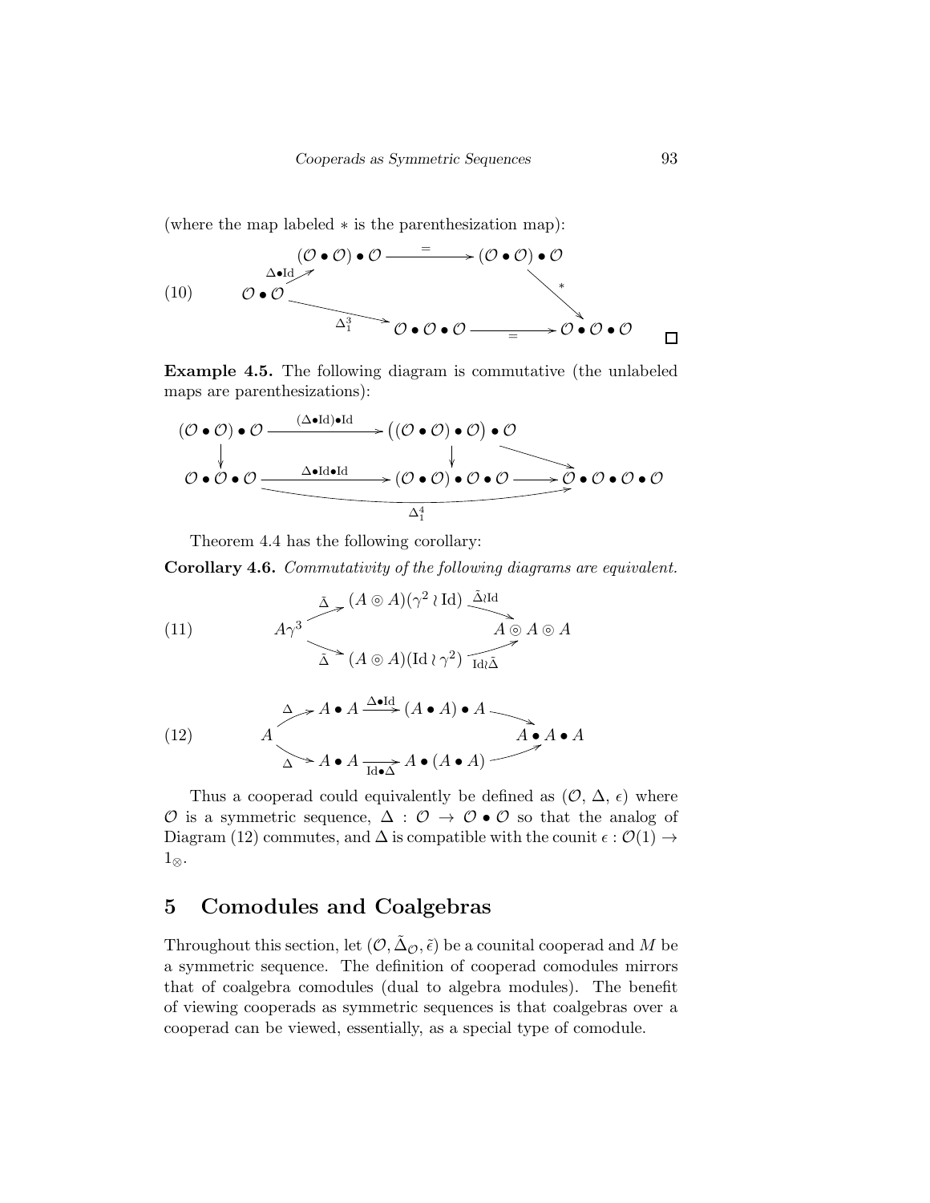(where the map labeled $*$ is the parenthesization map):

$$
\begin{array}{ccccc}
 & (\mathcal{O}\bullet\mathcal{O})\bullet\mathcal{O} & \xrightarrow{=} & (\mathcal{O}\bullet\mathcal{O})\bullet\mathcal{O} & \\
\mathcal{O}\bullet\mathcal{O} \nearrow^{\Delta\bullet \mathrm{Id}} & & & & \searrow^{*} \\
 & \searrow_{\Delta_1^3} & \mathcal{O}\bullet\mathcal{O}\bullet\mathcal{O} & \xrightarrow{=} & \mathcal{O}\bullet\mathcal{O}\bullet\mathcal{O}
\end{array} \tag{10}
$$

□

**Example 4.5.** The following diagram is commutative (the unlabeled maps are parenthesizations):

$$
\begin{array}{ccccc}
(\mathcal{O}\bullet\mathcal{O})\bullet\mathcal{O} & \xrightarrow{(\Delta\bullet\mathrm{Id})\bullet\mathrm{Id}} & \big((\mathcal{O}\bullet\mathcal{O})\bullet\mathcal{O}\big)\bullet\mathcal{O} & \searrow & \\
\downarrow & & \downarrow & & \\
\mathcal{O}\bullet\mathcal{O}\bullet\mathcal{O} & \xrightarrow{\Delta\bullet\mathrm{Id}\bullet\mathrm{Id}} & (\mathcal{O}\bullet\mathcal{O})\bullet\mathcal{O}\bullet\mathcal{O} & \longrightarrow & \mathcal{O}\bullet\mathcal{O}\bullet\mathcal{O}\bullet\mathcal{O}
\end{array}
$$

with the bottom composite $\mathcal{O}\bullet\mathcal{O}\bullet\mathcal{O} \xrightarrow{\Delta_1^4} \mathcal{O}\bullet\mathcal{O}\bullet\mathcal{O}\bullet\mathcal{O}$.

Theorem 4.4 has the following corollary:

**Corollary 4.6.** *Commutativity of the following diagrams are equivalent.*

$$
\begin{array}{ccccc}
 & \nearrow^{\tilde{\Delta}} & (A \circledcirc A)(\gamma^2 \wr \mathrm{Id}) & \searrow^{\tilde{\Delta}\wr\mathrm{Id}} & \\
A\gamma^3 & & & & A \circledcirc A \circledcirc A \\
 & \searrow_{\tilde{\Delta}} & (A \circledcirc A)(\mathrm{Id} \wr \gamma^2) & \nearrow_{\mathrm{Id}\wr\tilde{\Delta}} &
\end{array} \tag{11}
$$

$$
\begin{array}{ccccc}
 & \nearrow^{\Delta} & A\bullet A \xrightarrow{\Delta\bullet\mathrm{Id}} (A\bullet A)\bullet A & \searrow & \\
A & & & & A\bullet A\bullet A \\
 & \searrow_{\Delta} & A\bullet A \xrightarrow[\mathrm{Id}\bullet\Delta]{} A\bullet(A\bullet A) & \nearrow &
\end{array} \tag{12}
$$

Thus a cooperad could equivalently be defined as $(\mathcal{O}, \Delta, \epsilon)$ where $\mathcal{O}$ is a symmetric sequence, $\Delta : \mathcal{O} \to \mathcal{O}\bullet\mathcal{O}$ so that the analog of Diagram (12) commutes, and $\Delta$ is compatible with the counit $\epsilon : \mathcal{O}(1) \to 1_{\otimes}$.

## 5 Comodules and Coalgebras

Throughout this section, let $(\mathcal{O}, \tilde{\Delta}_{\mathcal{O}}, \tilde{\epsilon})$ be a counital cooperad and $M$ be a symmetric sequence. The definition of cooperad comodules mirrors that of coalgebra comodules (dual to algebra modules). The benefit of viewing cooperads as symmetric sequences is that coalgebras over a cooperad can be viewed, essentially, as a special type of comodule.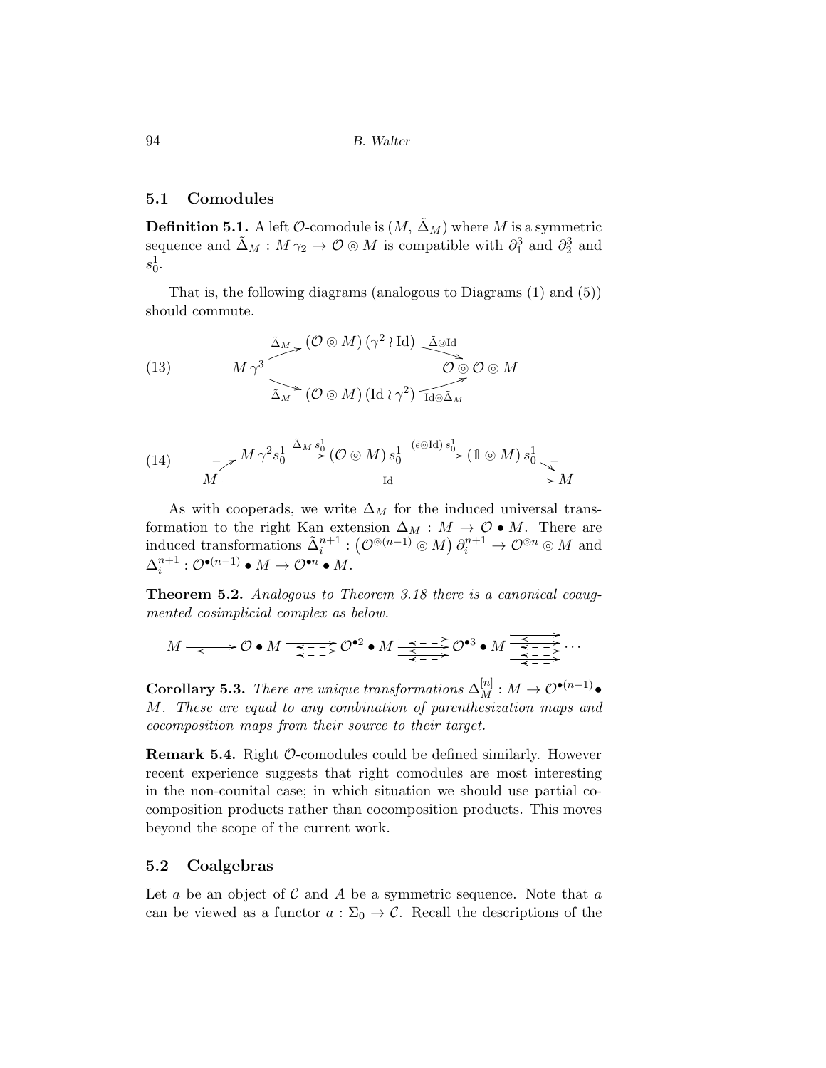### 5.1 Comodules

**Definition 5.1.** A left $\mathcal{O}$-comodule is $(M, \tilde{\Delta}_M)$ where $M$ is a symmetric sequence and $\tilde{\Delta}_M : M\,\gamma_2 \to \mathcal{O} \circledcirc M$ is compatible with $\partial_1^3$ and $\partial_2^3$ and $s_0^1$.

That is, the following diagrams (analogous to Diagrams (1) and (5)) should commute.

$$
\text{(13)} \qquad
\begin{array}{ccccc}
 & \overset{\tilde{\Delta}_M}{\nearrow} & (\mathcal{O} \circledcirc M)\,(\gamma^2 \wr \mathrm{Id}) & \overset{\tilde{\Delta} \circledcirc \mathrm{Id}}{\searrow} & \\
M\,\gamma^3 & & & & \mathcal{O} \circledcirc \mathcal{O} \circledcirc M \\
 & \underset{\tilde{\Delta}_M}{\searrow} & (\mathcal{O} \circledcirc M)\,(\mathrm{Id} \wr \gamma^2) & \underset{\mathrm{Id} \circledcirc \tilde{\Delta}_M}{\nearrow} &
\end{array}
$$

$$
\text{(14)} \qquad
\begin{array}{ccccccccc}
 & \overset{=}{\nearrow} & M\,\gamma^2 s_0^1 & \xrightarrow{\tilde{\Delta}_M\, s_0^1} & (\mathcal{O} \circledcirc M)\, s_0^1 & \xrightarrow{(\tilde{\epsilon} \circledcirc \mathrm{Id})\, s_0^1} & (\mathbb{1} \circledcirc M)\, s_0^1 & \overset{=}{\searrow} & \\
M & & & & \xrightarrow{\qquad\qquad\mathrm{Id}\qquad\qquad} & & & & M
\end{array}
$$

As with cooperads, we write $\Delta_M$ for the induced universal transformation to the right Kan extension $\Delta_M : M \to \mathcal{O} \bullet M$. There are induced transformations $\tilde{\Delta}_i^{n+1} : \left(\mathcal{O}^{\circledcirc(n-1)} \circledcirc M\right) \partial_i^{n+1} \to \mathcal{O}^{\circledcirc n} \circledcirc M$ and $\Delta_i^{n+1} : \mathcal{O}^{\bullet(n-1)} \bullet M \to \mathcal{O}^{\bullet n} \bullet M$.

**Theorem 5.2.** *Analogous to Theorem 3.18 there is a canonical coaugmented cosimplicial complex as below.*

$$
M \longrightarrow \mathcal{O} \bullet M \rightrightarrows \mathcal{O}^{\bullet 2} \bullet M \rightrightarrows \mathcal{O}^{\bullet 3} \bullet M \rightrightarrows \cdots
$$

**Corollary 5.3.** *There are unique transformations $\Delta_M^{[n]} : M \to \mathcal{O}^{\bullet(n-1)} \bullet M$. These are equal to any combination of parenthesization maps and cocomposition maps from their source to their target.*

**Remark 5.4.** Right $\mathcal{O}$-comodules could be defined similarly. However recent experience suggests that right comodules are most interesting in the non-counital case; in which situation we should use partial cocomposition products rather than cocomposition products. This moves beyond the scope of the current work.

### 5.2 Coalgebras

Let $a$ be an object of $\mathcal{C}$ and $A$ be a symmetric sequence. Note that $a$ can be viewed as a functor $a : \Sigma_0 \to \mathcal{C}$. Recall the descriptions of the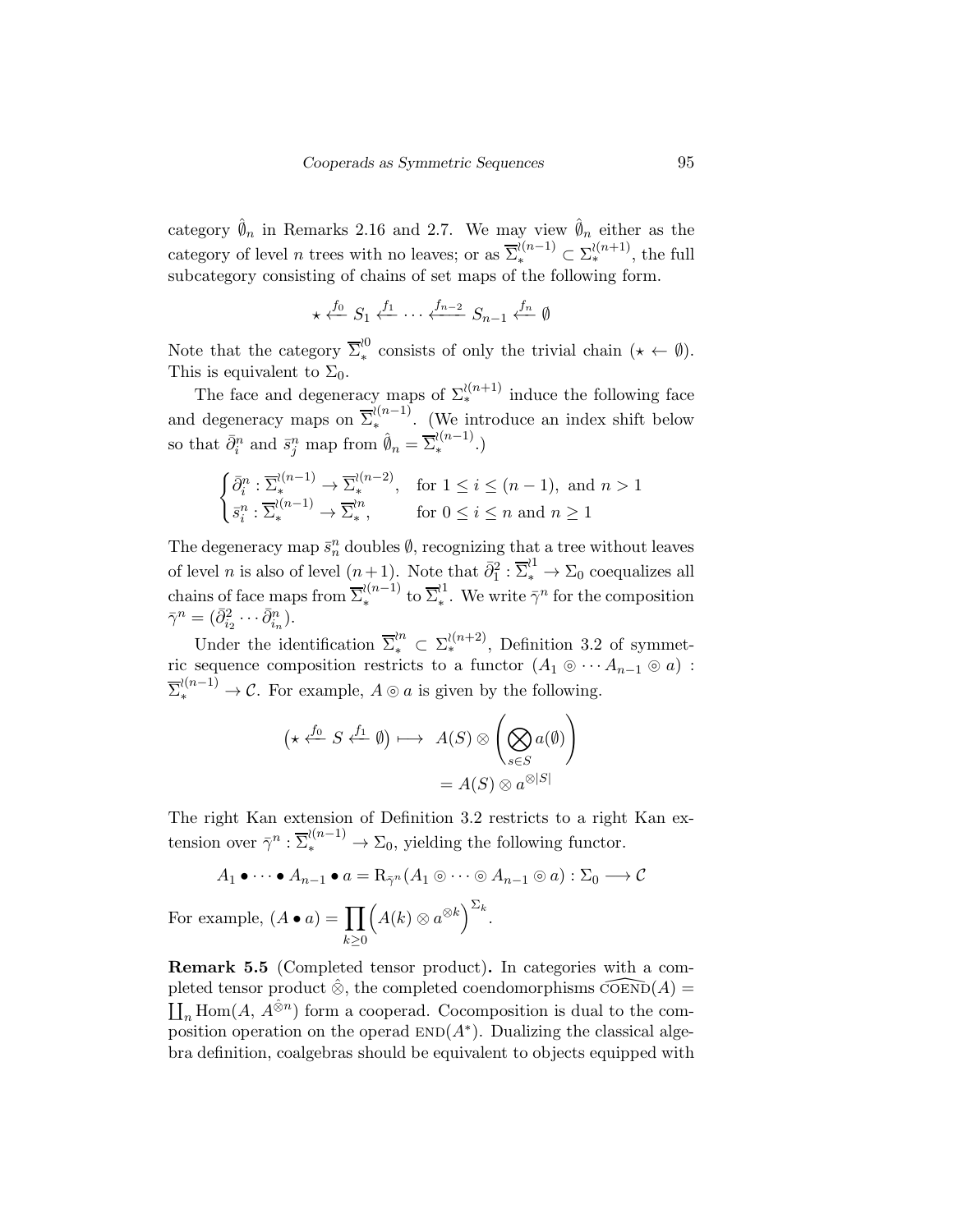category $\hat{\emptyset}_n$ in Remarks 2.16 and 2.7. We may view $\hat{\emptyset}_n$ either as the category of level $n$ trees with no leaves; or as $\overline{\Sigma}_*^{\wr(n-1)} \subset \Sigma_*^{\wr(n+1)}$, the full subcategory consisting of chains of set maps of the following form.

$$\star \xleftarrow{f_0} S_1 \xleftarrow{f_1} \cdots \xleftarrow{f_{n-2}} S_{n-1} \xleftarrow{f_n} \emptyset$$

Note that the category $\overline{\Sigma}_*^{\wr 0}$ consists of only the trivial chain $(\star \leftarrow \emptyset)$. This is equivalent to $\Sigma_0$.

The face and degeneracy maps of $\Sigma_*^{\wr(n+1)}$ induce the following face and degeneracy maps on $\overline{\Sigma}_*^{\wr(n-1)}$. (We introduce an index shift below so that $\bar{\partial}_i^n$ and $\bar{s}_j^n$ map from $\hat{\emptyset}_n = \overline{\Sigma}_*^{\wr(n-1)}$.)

$$\begin{cases} \bar{\partial}_i^n : \overline{\Sigma}_*^{\wr(n-1)} \to \overline{\Sigma}_*^{\wr(n-2)}, & \text{for } 1 \leq i \leq (n-1), \text{ and } n > 1 \\ \bar{s}_i^n : \overline{\Sigma}_*^{\wr(n-1)} \to \overline{\Sigma}_*^{\wr n}, & \text{for } 0 \leq i \leq n \text{ and } n \geq 1 \end{cases}$$

The degeneracy map $\bar{s}_n^n$ doubles $\emptyset$, recognizing that a tree without leaves of level $n$ is also of level $(n+1)$. Note that $\bar{\partial}_1^2 : \overline{\Sigma}_*^{\wr 1} \to \Sigma_0$ coequalizes all chains of face maps from $\overline{\Sigma}_*^{\wr(n-1)}$ to $\overline{\Sigma}_*^{\wr 1}$. We write $\bar{\gamma}^n$ for the composition $\bar{\gamma}^n = (\bar{\partial}_{i_2}^2 \cdots \bar{\partial}_{i_n}^n)$.

Under the identification $\overline{\Sigma}_*^{\wr n} \subset \Sigma_*^{\wr(n+2)}$, Definition 3.2 of symmetric sequence composition restricts to a functor $(A_1 \circledcirc \cdots A_{n-1} \circledcirc a) : \overline{\Sigma}_*^{\wr(n-1)} \to \mathcal{C}$. For example, $A \circledcirc a$ is given by the following.

$$\begin{aligned} \left(\star \xleftarrow{f_0} S \xleftarrow{f_1} \emptyset\right) \longmapsto \;& A(S) \otimes \left( \bigotimes_{s \in S} a(\emptyset) \right) \\ &= A(S) \otimes a^{\otimes |S|} \end{aligned}$$

The right Kan extension of Definition 3.2 restricts to a right Kan extension over $\bar{\gamma}^n : \overline{\Sigma}_*^{\wr(n-1)} \to \Sigma_0$, yielding the following functor.

$$A_1 \bullet \cdots \bullet A_{n-1} \bullet a = \mathrm{R}_{\bar{\gamma}^n}(A_1 \circledcirc \cdots \circledcirc A_{n-1} \circledcirc a) : \Sigma_0 \longrightarrow \mathcal{C}$$

For example, $(A \bullet a) = \displaystyle\prod_{k \geq 0} \Big( A(k) \otimes a^{\otimes k} \Big)^{\Sigma_k}$.

**Remark 5.5** (Completed tensor product)**.** In categories with a completed tensor product $\hat{\otimes}$, the completed coendomorphisms $\widehat{\mathrm{COEND}}(A) = \coprod_n \mathrm{Hom}(A, A^{\hat{\otimes} n})$ form a cooperad. Cocomposition is dual to the composition operation on the operad $\mathrm{END}(A^*)$. Dualizing the classical algebra definition, coalgebras should be equivalent to objects equipped with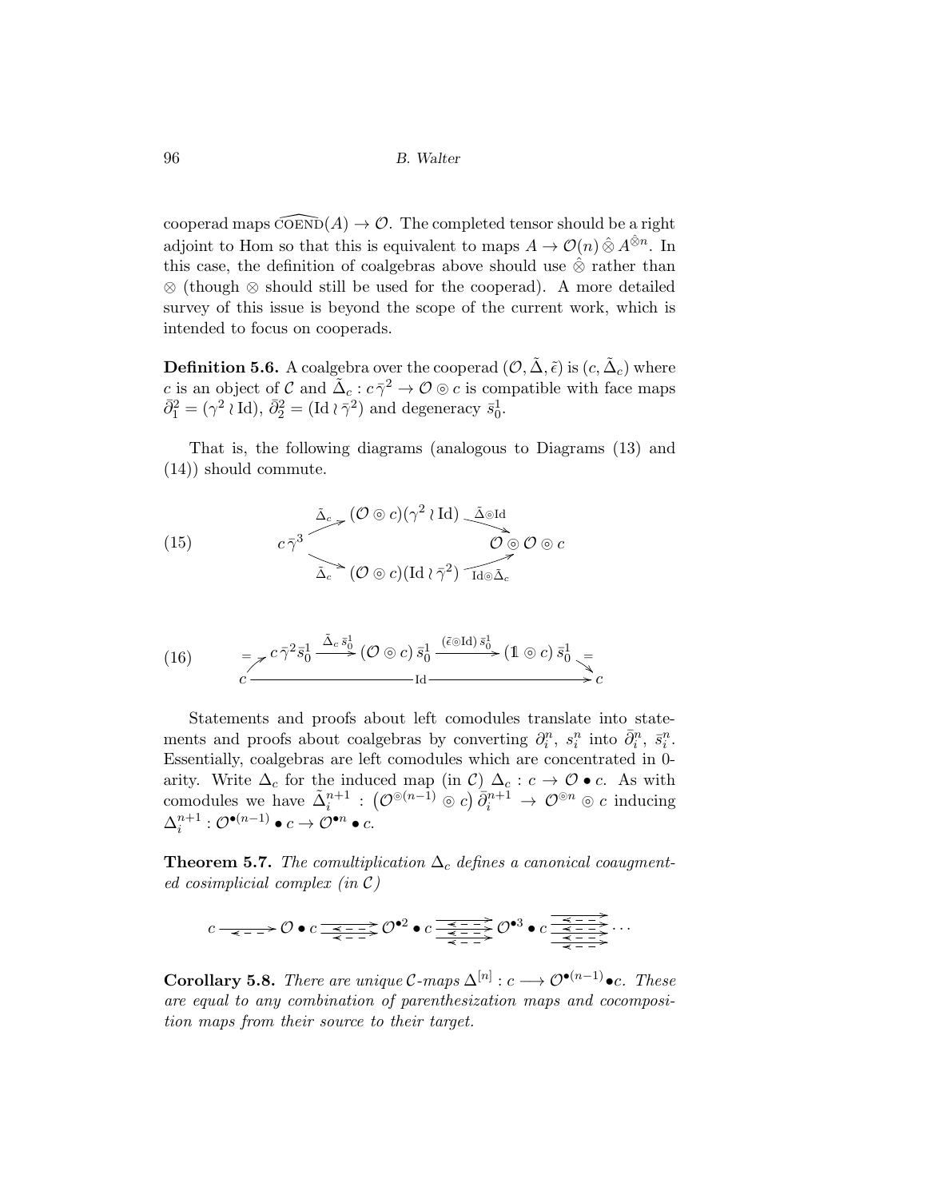cooperad maps $\widehat{\text{COEND}}(A) \to \mathcal{O}$. The completed tensor should be a right adjoint to Hom so that this is equivalent to maps $A \to \mathcal{O}(n) \mathbin{\hat{\otimes}} A^{\hat{\otimes} n}$. In this case, the definition of coalgebras above should use $\hat{\otimes}$ rather than $\otimes$ (though $\otimes$ should still be used for the cooperad). A more detailed survey of this issue is beyond the scope of the current work, which is intended to focus on cooperads.

**Definition 5.6.** A coalgebra over the cooperad $(\mathcal{O}, \tilde{\Delta}, \tilde{\epsilon})$ is $(c, \tilde{\Delta}_c)$ where $c$ is an object of $\mathcal{C}$ and $\tilde{\Delta}_c : c\,\bar{\gamma}^2 \to \mathcal{O} \circledcirc c$ is compatible with face maps $\bar{\partial}^2_1 = (\gamma^2 \wr \text{Id})$, $\bar{\partial}^2_2 = (\text{Id} \wr \bar{\gamma}^2)$ and degeneracy $\bar{s}^1_0$.

That is, the following diagrams (analogous to Diagrams (13) and (14)) should commute.

$$
(15) \qquad
\begin{array}{ccccc}
 & \xrightarrow{\tilde{\Delta}_c} & (\mathcal{O} \circledcirc c)(\gamma^2 \wr \text{Id}) & \xrightarrow{\tilde{\Delta} \circledcirc \text{Id}} & \\
c\,\bar{\gamma}^3 & & & & \mathcal{O} \circledcirc \mathcal{O} \circledcirc c \\
 & \xrightarrow{\tilde{\Delta}_c} & (\mathcal{O} \circledcirc c)(\text{Id} \wr \bar{\gamma}^2) & \xrightarrow{\text{Id} \circledcirc \tilde{\Delta}_c} &
\end{array}
$$

$$
(16) \qquad
\begin{array}{ccc}
 & c\,\bar{\gamma}^2 \bar{s}^1_0 \xrightarrow{\tilde{\Delta}_c\, \bar{s}^1_0} (\mathcal{O} \circledcirc c)\, \bar{s}^1_0 \xrightarrow{(\tilde{\epsilon} \circledcirc \text{Id})\, \bar{s}^1_0} (\mathbb{1} \circledcirc c)\, \bar{s}^1_0 & \\
c & \xrightarrow{\qquad\qquad\qquad \text{Id} \qquad\qquad\qquad} & c
\end{array}
$$

(where the diagonal arrows $c \to c\,\bar{\gamma}^2 \bar{s}^1_0$ and $(\mathbb{1} \circledcirc c)\, \bar{s}^1_0 \to c$ are equalities.)

Statements and proofs about left comodules translate into statements and proofs about coalgebras by converting $\partial^n_i$, $s^n_i$ into $\bar{\partial}^n_i$, $\bar{s}^n_i$. Essentially, coalgebras are left comodules which are concentrated in 0-arity. Write $\Delta_c$ for the induced map (in $\mathcal{C}$) $\Delta_c : c \to \mathcal{O} \bullet c$. As with comodules we have $\tilde{\Delta}^{n+1}_i : \big(\mathcal{O}^{\circledcirc(n-1)} \circledcirc c\big)\, \bar{\partial}^{n+1}_i \to \mathcal{O}^{\circledcirc n} \circledcirc c$ inducing $\Delta^{n+1}_i : \mathcal{O}^{\bullet(n-1)} \bullet c \to \mathcal{O}^{\bullet n} \bullet c$.

**Theorem 5.7.** *The comultiplication $\Delta_c$ defines a canonical coaugmented cosimplicial complex (in $\mathcal{C}$)*

$$
c \rightleftarrows \mathcal{O} \bullet c \;\substack{\longrightarrow\\ \longleftarrow\\ \longrightarrow}\; \mathcal{O}^{\bullet 2} \bullet c \;\substack{\longrightarrow\\ \longleftarrow\\ \longrightarrow\\ \longleftarrow\\ \longrightarrow}\; \mathcal{O}^{\bullet 3} \bullet c \;\substack{\longrightarrow\\ \longleftarrow\\ \longrightarrow\\ \longleftarrow\\ \longrightarrow\\ \longleftarrow\\ \longrightarrow}\; \cdots
$$

**Corollary 5.8.** *There are unique $\mathcal{C}$-maps $\Delta^{[n]} : c \longrightarrow \mathcal{O}^{\bullet(n-1)} \bullet c$. These are equal to any combination of parenthesization maps and cocomposition maps from their source to their target.*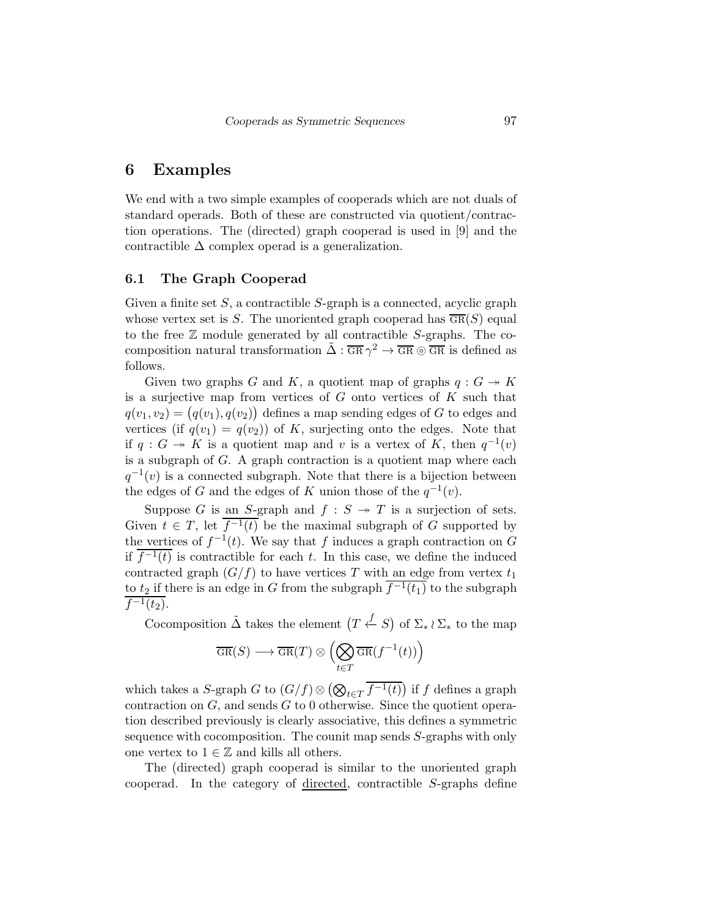# 6 Examples

We end with a two simple examples of cooperads which are not duals of standard operads. Both of these are constructed via quotient/contraction operations. The (directed) graph cooperad is used in [9] and the contractible $\Delta$ complex operad is a generalization.

## 6.1 The Graph Cooperad

Given a finite set $S$, a contractible $S$-graph is a connected, acyclic graph whose vertex set is $S$. The unoriented graph cooperad has $\overline{\mathrm{GR}}(S)$ equal to the free $\mathbb{Z}$ module generated by all contractible $S$-graphs. The cocomposition natural transformation $\tilde{\Delta} : \overline{\mathrm{GR}}\,\gamma^2 \to \overline{\mathrm{GR}} \circledcirc \overline{\mathrm{GR}}$ is defined as follows.

Given two graphs $G$ and $K$, a quotient map of graphs $q : G \twoheadrightarrow K$ is a surjective map from vertices of $G$ onto vertices of $K$ such that $q(v_1, v_2) = \big(q(v_1), q(v_2)\big)$ defines a map sending edges of $G$ to edges and vertices (if $q(v_1) = q(v_2)$) of $K$, surjecting onto the edges. Note that if $q : G \twoheadrightarrow K$ is a quotient map and $v$ is a vertex of $K$, then $q^{-1}(v)$ is a subgraph of $G$. A graph contraction is a quotient map where each $q^{-1}(v)$ is a connected subgraph. Note that there is a bijection between the edges of $G$ and the edges of $K$ union those of the $q^{-1}(v)$.

Suppose $G$ is an $S$-graph and $f : S \twoheadrightarrow T$ is a surjection of sets. Given $t \in T$, let $\overline{f^{-1}(t)}$ be the maximal subgraph of $G$ supported by the vertices of $f^{-1}(t)$. We say that $f$ induces a graph contraction on $G$ if $\overline{f^{-1}(t)}$ is contractible for each $t$. In this case, we define the induced contracted graph $(G/f)$ to have vertices $T$ with an edge from vertex $t_1$ to $t_2$ if there is an edge in $G$ from the subgraph $\overline{f^{-1}(t_1)}$ to the subgraph $\overline{f^{-1}(t_2)}$.

Cocomposition $\tilde{\Delta}$ takes the element $\big(T \xleftarrow{f} S\big)$ of $\Sigma_* \wr \Sigma_*$ to the map

$$\overline{\mathrm{GR}}(S) \longrightarrow \overline{\mathrm{GR}}(T) \otimes \Big(\bigotimes_{t \in T} \overline{\mathrm{GR}}(f^{-1}(t))\Big)$$

which takes a $S$-graph $G$ to $(G/f) \otimes \big(\bigotimes_{t \in T} \overline{f^{-1}(t)}\big)$ if $f$ defines a graph contraction on $G$, and sends $G$ to 0 otherwise. Since the quotient operation described previously is clearly associative, this defines a symmetric sequence with cocomposition. The counit map sends $S$-graphs with only one vertex to $1 \in \mathbb{Z}$ and kills all others.

The (directed) graph cooperad is similar to the unoriented graph cooperad. In the category of directed, contractible $S$-graphs define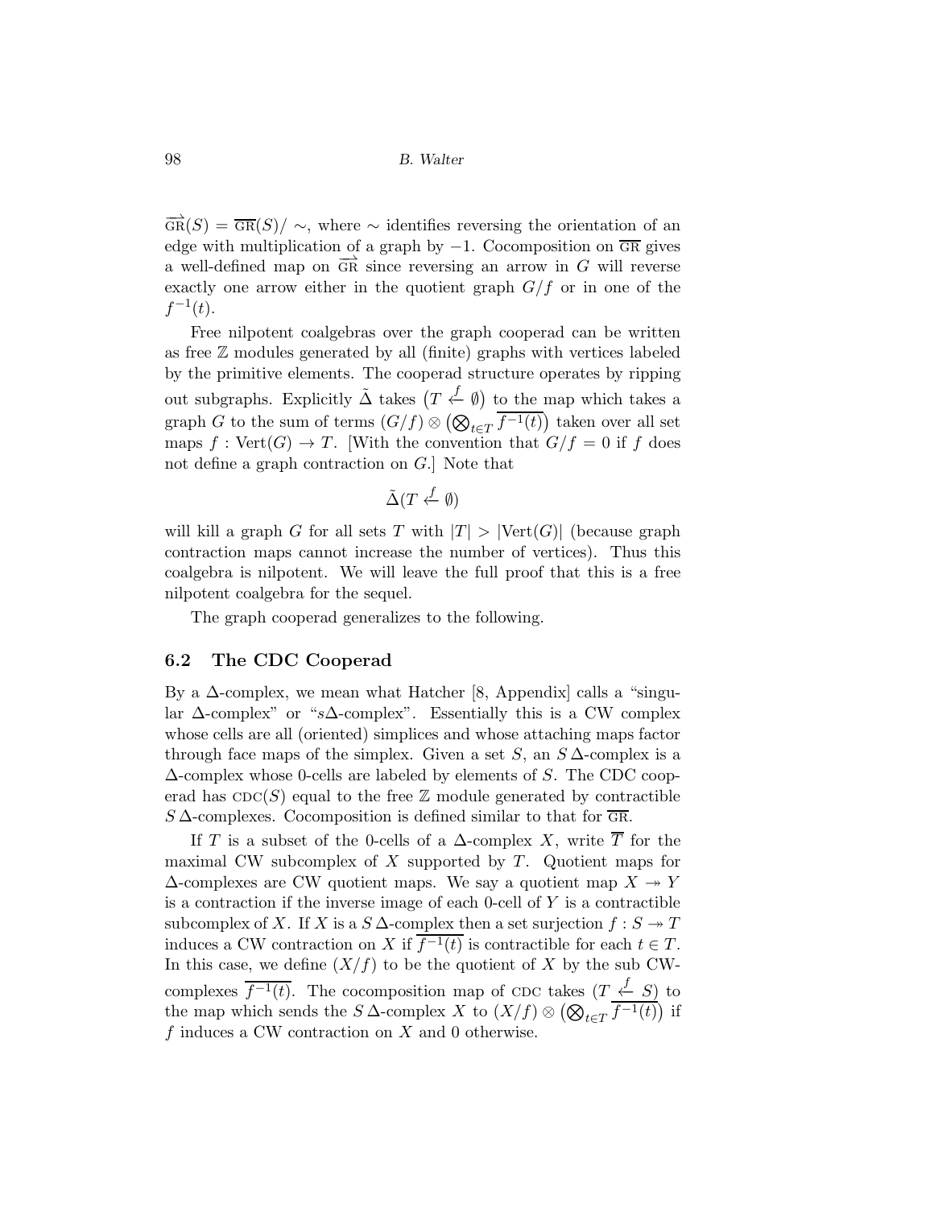$\overrightarrow{\mathrm{GR}}(S) = \overline{\mathrm{GR}}(S)/\sim$, where $\sim$ identifies reversing the orientation of an edge with multiplication of a graph by $-1$. Cocomposition on $\overline{\mathrm{GR}}$ gives a well-defined map on $\overrightarrow{\mathrm{GR}}$ since reversing an arrow in $G$ will reverse exactly one arrow either in the quotient graph $G/f$ or in one of the $f^{-1}(t)$.

Free nilpotent coalgebras over the graph cooperad can be written as free $\mathbb{Z}$ modules generated by all (finite) graphs with vertices labeled by the primitive elements. The cooperad structure operates by ripping out subgraphs. Explicitly $\tilde{\Delta}$ takes $\left(T \xleftarrow{f} \emptyset\right)$ to the map which takes a graph $G$ to the sum of terms $(G/f) \otimes \left(\bigotimes_{t\in T} \overline{f^{-1}(t)}\right)$ taken over all set maps $f : \mathrm{Vert}(G) \to T$. [With the convention that $G/f = 0$ if $f$ does not define a graph contraction on $G$.] Note that

$$\tilde{\Delta}(T \xleftarrow{f} \emptyset)$$

will kill a graph $G$ for all sets $T$ with $|T| > |\mathrm{Vert}(G)|$ (because graph contraction maps cannot increase the number of vertices). Thus this coalgebra is nilpotent. We will leave the full proof that this is a free nilpotent coalgebra for the sequel.

The graph cooperad generalizes to the following.

## 6.2 The CDC Cooperad

By a $\Delta$-complex, we mean what Hatcher [8, Appendix] calls a "singular $\Delta$-complex" or "$s\Delta$-complex". Essentially this is a CW complex whose cells are all (oriented) simplices and whose attaching maps factor through face maps of the simplex. Given a set $S$, an $S\,\Delta$-complex is a $\Delta$-complex whose 0-cells are labeled by elements of $S$. The CDC cooperad has $\mathrm{CDC}(S)$ equal to the free $\mathbb{Z}$ module generated by contractible $S\,\Delta$-complexes. Cocomposition is defined similar to that for $\overline{\mathrm{GR}}$.

If $T$ is a subset of the 0-cells of a $\Delta$-complex $X$, write $\overline{T}$ for the maximal CW subcomplex of $X$ supported by $T$. Quotient maps for $\Delta$-complexes are CW quotient maps. We say a quotient map $X \twoheadrightarrow Y$ is a contraction if the inverse image of each 0-cell of $Y$ is a contractible subcomplex of $X$. If $X$ is a $S\,\Delta$-complex then a set surjection $f : S \twoheadrightarrow T$ induces a CW contraction on $X$ if $\overline{f^{-1}(t)}$ is contractible for each $t \in T$. In this case, we define $(X/f)$ to be the quotient of $X$ by the sub CW-complexes $\overline{f^{-1}(t)}$. The cocomposition map of CDC takes $(T \xleftarrow{f} S)$ to the map which sends the $S\,\Delta$-complex $X$ to $(X/f) \otimes \left(\bigotimes_{t\in T} \overline{f^{-1}(t)}\right)$ if $f$ induces a CW contraction on $X$ and 0 otherwise.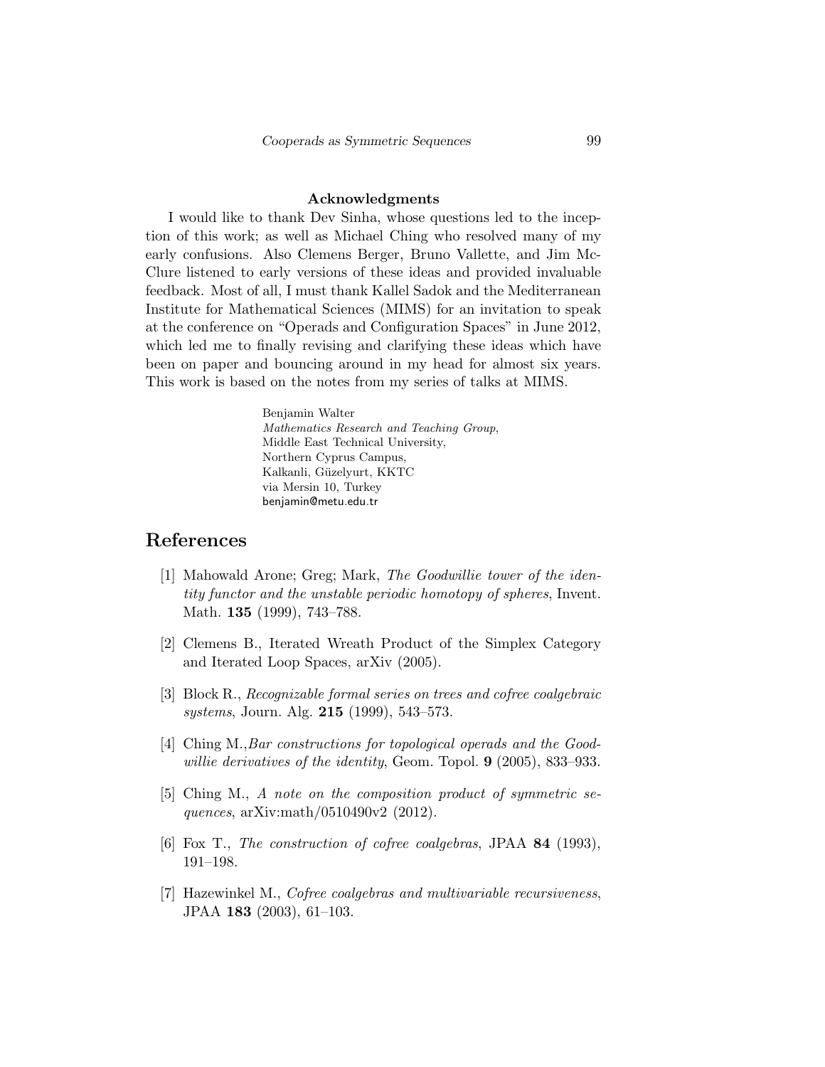**Acknowledgments**

I would like to thank Dev Sinha, whose questions led to the inception of this work; as well as Michael Ching who resolved many of my early confusions. Also Clemens Berger, Bruno Vallette, and Jim McClure listened to early versions of these ideas and provided invaluable feedback. Most of all, I must thank Kallel Sadok and the Mediterranean Institute for Mathematical Sciences (MIMS) for an invitation to speak at the conference on "Operads and Configuration Spaces" in June 2012, which led me to finally revising and clarifying these ideas which have been on paper and bouncing around in my head for almost six years. This work is based on the notes from my series of talks at MIMS.

Benjamin Walter
*Mathematics Research and Teaching Group*,
Middle East Technical University,
Northern Cyprus Campus,
Kalkanli, Güzelyurt, KKTC
via Mersin 10, Turkey
benjamin@metu.edu.tr

# References

[1] Mahowald Arone; Greg; Mark, *The Goodwillie tower of the identity functor and the unstable periodic homotopy of spheres*, Invent. Math. **135** (1999), 743–788.

[2] Clemens B., Iterated Wreath Product of the Simplex Category and Iterated Loop Spaces, arXiv (2005).

[3] Block R., *Recognizable formal series on trees and cofree coalgebraic systems*, Journ. Alg. **215** (1999), 543–573.

[4] Ching M.,*Bar constructions for topological operads and the Goodwillie derivatives of the identity*, Geom. Topol. **9** (2005), 833–933.

[5] Ching M., *A note on the composition product of symmetric sequences*, arXiv:math/0510490v2 (2012).

[6] Fox T., *The construction of cofree coalgebras*, JPAA **84** (1993), 191–198.

[7] Hazewinkel M., *Cofree coalgebras and multivariable recursiveness*, JPAA **183** (2003), 61–103.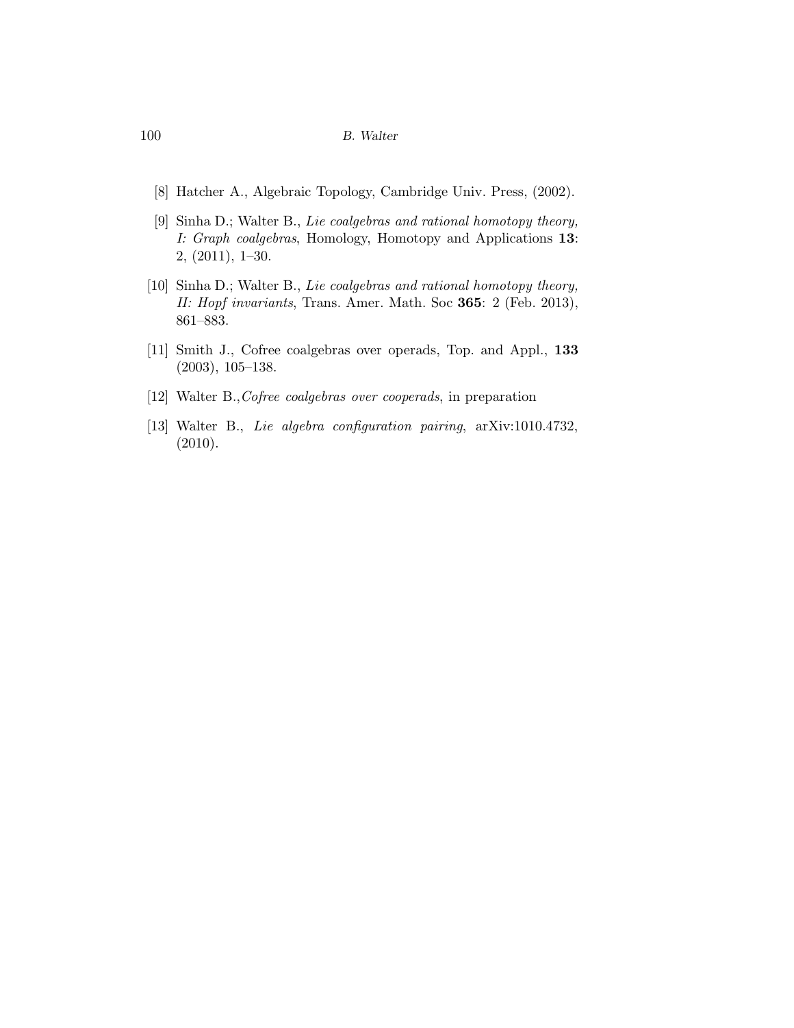[8] Hatcher A., Algebraic Topology, Cambridge Univ. Press, (2002).

[9] Sinha D.; Walter B., *Lie coalgebras and rational homotopy theory, I: Graph coalgebras*, Homology, Homotopy and Applications **13**: 2, (2011), 1–30.

[10] Sinha D.; Walter B., *Lie coalgebras and rational homotopy theory, II: Hopf invariants*, Trans. Amer. Math. Soc **365**: 2 (Feb. 2013), 861–883.

[11] Smith J., Cofree coalgebras over operads, Top. and Appl., **133** (2003), 105–138.

[12] Walter B.,*Cofree coalgebras over cooperads*, in preparation

[13] Walter B., *Lie algebra configuration pairing*, arXiv:1010.4732, (2010).